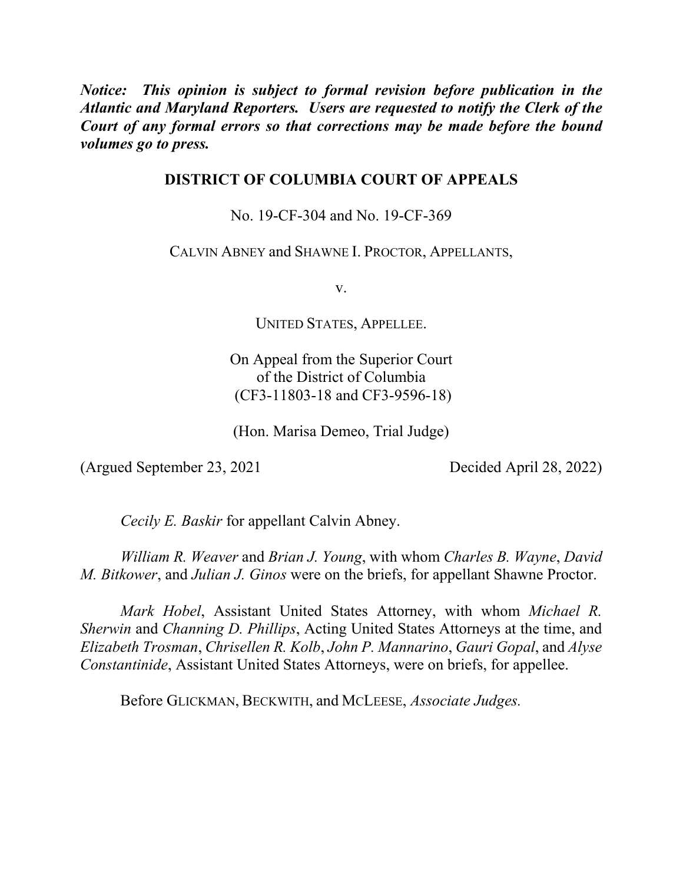***Notice: This opinion is subject to formal revision before publication in the Atlantic and Maryland Reporters. Users are requested to notify the Clerk of the Court of any formal errors so that corrections may be made before the bound volumes go to press.***

**DISTRICT OF COLUMBIA COURT OF APPEALS**

No. 19-CF-304 and No. 19-CF-369

CALVIN ABNEY and SHAWNE I. PROCTOR, APPELLANTS,

v.

UNITED STATES, APPELLEE.

On Appeal from the Superior Court
of the District of Columbia
(CF3-11803-18 and CF3-9596-18)

(Hon. Marisa Demeo, Trial Judge)

(Argued September 23, 2021 Decided April 28, 2022)

*Cecily E. Baskir* for appellant Calvin Abney.

*William R. Weaver* and *Brian J. Young*, with whom *Charles B. Wayne*, *David M. Bitkower*, and *Julian J. Ginos* were on the briefs, for appellant Shawne Proctor.

*Mark Hobel*, Assistant United States Attorney, with whom *Michael R. Sherwin* and *Channing D. Phillips*, Acting United States Attorneys at the time, and *Elizabeth Trosman*, *Chrisellen R. Kolb*, *John P. Mannarino*, *Gauri Gopal*, and *Alyse Constantinide*, Assistant United States Attorneys, were on briefs, for appellee.

Before GLICKMAN, BECKWITH, and MCLEESE, *Associate Judges.*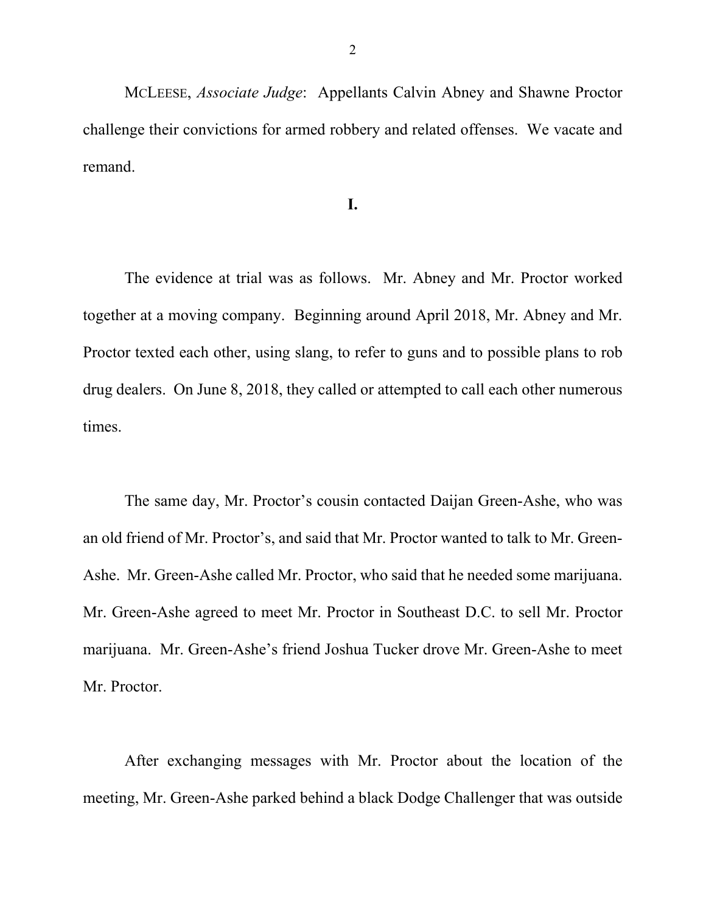MCLEESE, *Associate Judge*: Appellants Calvin Abney and Shawne Proctor challenge their convictions for armed robbery and related offenses. We vacate and remand.

**I.**

The evidence at trial was as follows. Mr. Abney and Mr. Proctor worked together at a moving company. Beginning around April 2018, Mr. Abney and Mr. Proctor texted each other, using slang, to refer to guns and to possible plans to rob drug dealers. On June 8, 2018, they called or attempted to call each other numerous times.

The same day, Mr. Proctor's cousin contacted Daijan Green-Ashe, who was an old friend of Mr. Proctor's, and said that Mr. Proctor wanted to talk to Mr. Green-Ashe. Mr. Green-Ashe called Mr. Proctor, who said that he needed some marijuana. Mr. Green-Ashe agreed to meet Mr. Proctor in Southeast D.C. to sell Mr. Proctor marijuana. Mr. Green-Ashe's friend Joshua Tucker drove Mr. Green-Ashe to meet Mr. Proctor.

After exchanging messages with Mr. Proctor about the location of the meeting, Mr. Green-Ashe parked behind a black Dodge Challenger that was outside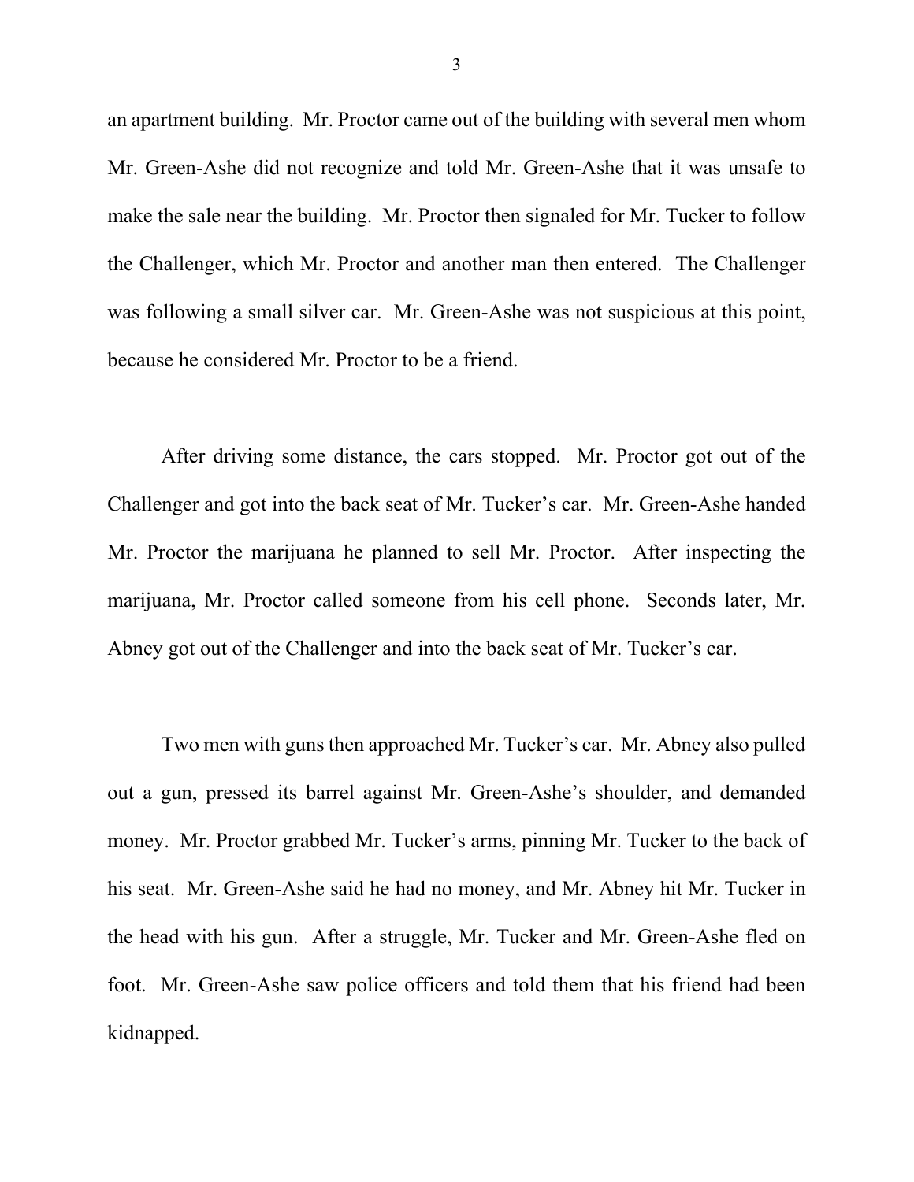an apartment building. Mr. Proctor came out of the building with several men whom Mr. Green-Ashe did not recognize and told Mr. Green-Ashe that it was unsafe to make the sale near the building. Mr. Proctor then signaled for Mr. Tucker to follow the Challenger, which Mr. Proctor and another man then entered. The Challenger was following a small silver car. Mr. Green-Ashe was not suspicious at this point, because he considered Mr. Proctor to be a friend.

After driving some distance, the cars stopped. Mr. Proctor got out of the Challenger and got into the back seat of Mr. Tucker's car. Mr. Green-Ashe handed Mr. Proctor the marijuana he planned to sell Mr. Proctor. After inspecting the marijuana, Mr. Proctor called someone from his cell phone. Seconds later, Mr. Abney got out of the Challenger and into the back seat of Mr. Tucker's car.

Two men with guns then approached Mr. Tucker's car. Mr. Abney also pulled out a gun, pressed its barrel against Mr. Green-Ashe's shoulder, and demanded money. Mr. Proctor grabbed Mr. Tucker's arms, pinning Mr. Tucker to the back of his seat. Mr. Green-Ashe said he had no money, and Mr. Abney hit Mr. Tucker in the head with his gun. After a struggle, Mr. Tucker and Mr. Green-Ashe fled on foot. Mr. Green-Ashe saw police officers and told them that his friend had been kidnapped.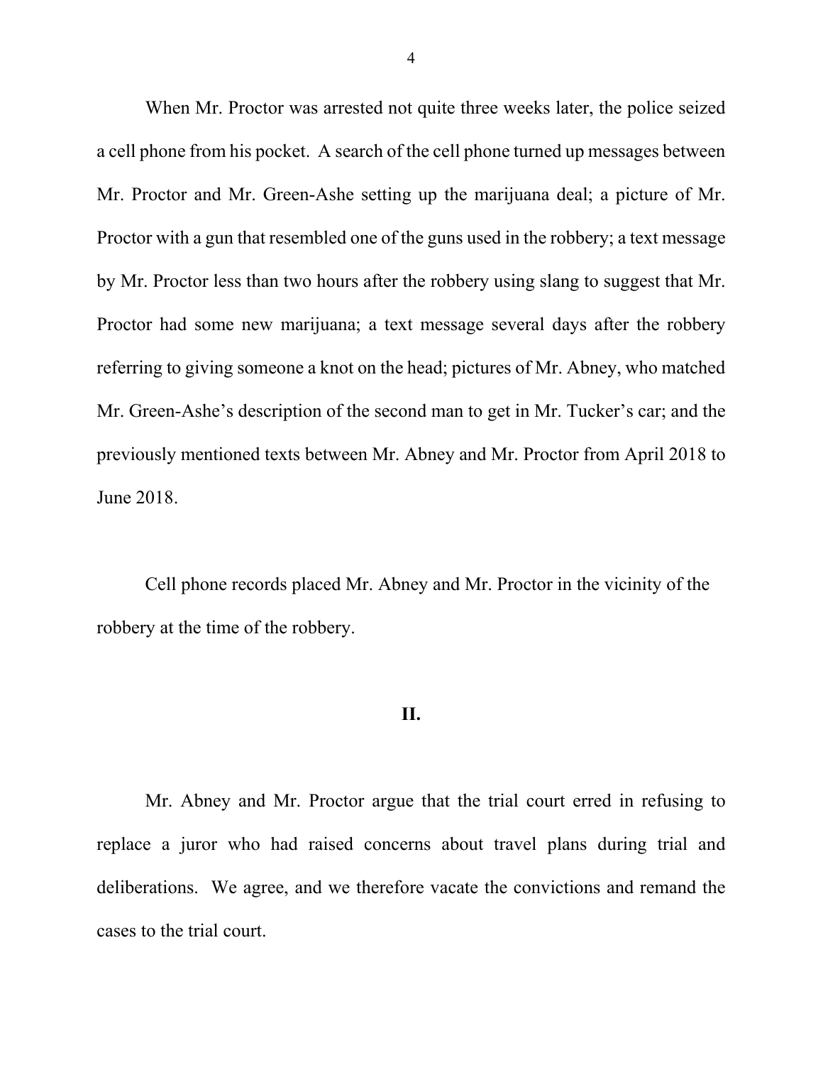When Mr. Proctor was arrested not quite three weeks later, the police seized a cell phone from his pocket. A search of the cell phone turned up messages between Mr. Proctor and Mr. Green-Ashe setting up the marijuana deal; a picture of Mr. Proctor with a gun that resembled one of the guns used in the robbery; a text message by Mr. Proctor less than two hours after the robbery using slang to suggest that Mr. Proctor had some new marijuana; a text message several days after the robbery referring to giving someone a knot on the head; pictures of Mr. Abney, who matched Mr. Green-Ashe's description of the second man to get in Mr. Tucker's car; and the previously mentioned texts between Mr. Abney and Mr. Proctor from April 2018 to June 2018.

Cell phone records placed Mr. Abney and Mr. Proctor in the vicinity of the robbery at the time of the robbery.

## II.

Mr. Abney and Mr. Proctor argue that the trial court erred in refusing to replace a juror who had raised concerns about travel plans during trial and deliberations. We agree, and we therefore vacate the convictions and remand the cases to the trial court.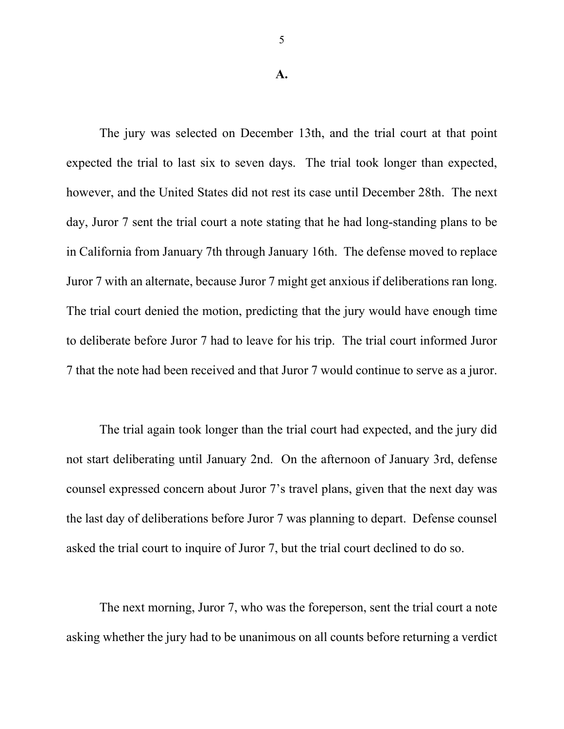### A.

The jury was selected on December 13th, and the trial court at that point expected the trial to last six to seven days. The trial took longer than expected, however, and the United States did not rest its case until December 28th. The next day, Juror 7 sent the trial court a note stating that he had long-standing plans to be in California from January 7th through January 16th. The defense moved to replace Juror 7 with an alternate, because Juror 7 might get anxious if deliberations ran long. The trial court denied the motion, predicting that the jury would have enough time to deliberate before Juror 7 had to leave for his trip. The trial court informed Juror 7 that the note had been received and that Juror 7 would continue to serve as a juror.

The trial again took longer than the trial court had expected, and the jury did not start deliberating until January 2nd. On the afternoon of January 3rd, defense counsel expressed concern about Juror 7's travel plans, given that the next day was the last day of deliberations before Juror 7 was planning to depart. Defense counsel asked the trial court to inquire of Juror 7, but the trial court declined to do so.

The next morning, Juror 7, who was the foreperson, sent the trial court a note asking whether the jury had to be unanimous on all counts before returning a verdict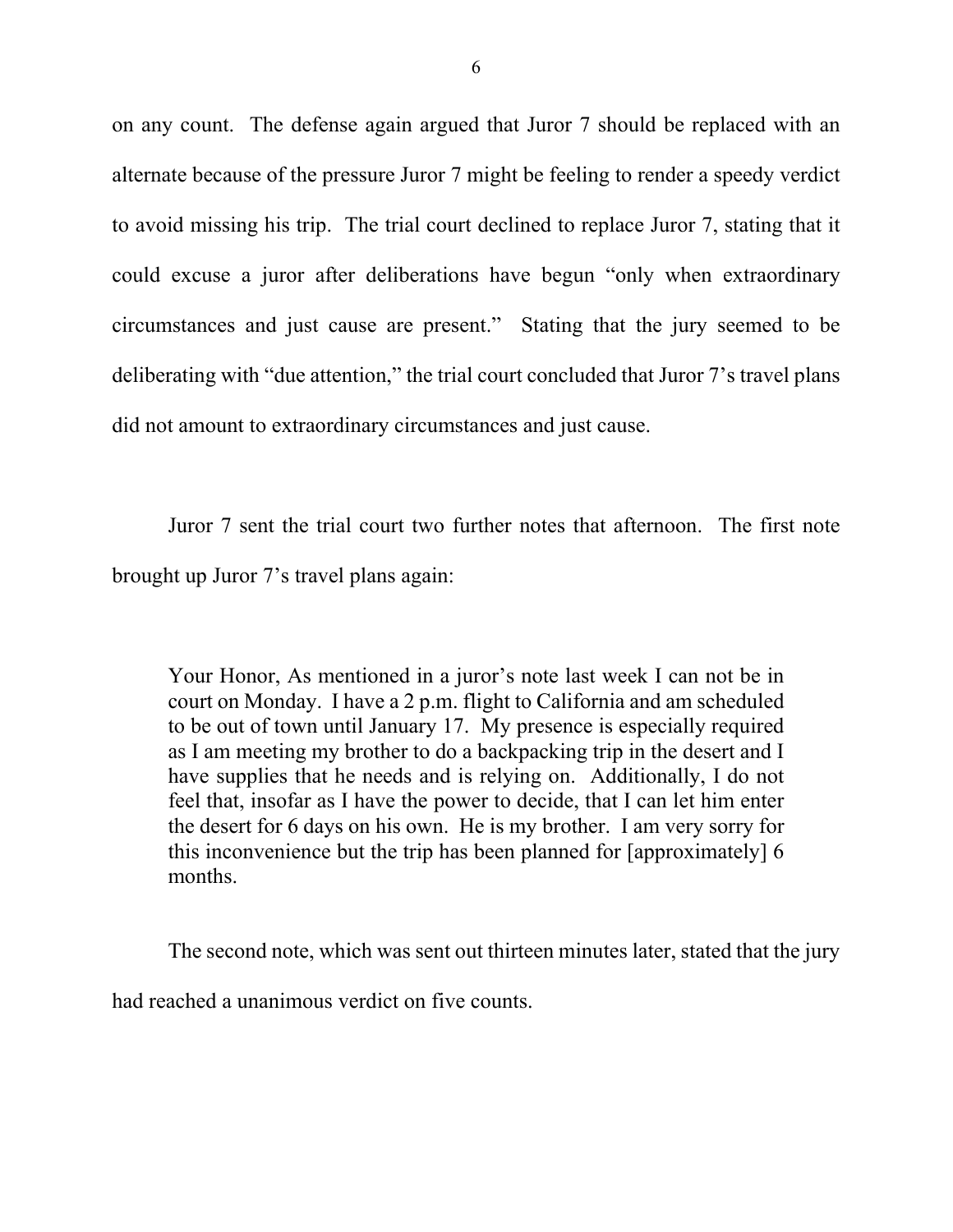on any count. The defense again argued that Juror 7 should be replaced with an alternate because of the pressure Juror 7 might be feeling to render a speedy verdict to avoid missing his trip. The trial court declined to replace Juror 7, stating that it could excuse a juror after deliberations have begun "only when extraordinary circumstances and just cause are present." Stating that the jury seemed to be deliberating with "due attention," the trial court concluded that Juror 7's travel plans did not amount to extraordinary circumstances and just cause.

Juror 7 sent the trial court two further notes that afternoon. The first note brought up Juror 7's travel plans again:

> Your Honor, As mentioned in a juror's note last week I can not be in court on Monday. I have a 2 p.m. flight to California and am scheduled to be out of town until January 17. My presence is especially required as I am meeting my brother to do a backpacking trip in the desert and I have supplies that he needs and is relying on. Additionally, I do not feel that, insofar as I have the power to decide, that I can let him enter the desert for 6 days on his own. He is my brother. I am very sorry for this inconvenience but the trip has been planned for [approximately] 6 months.

The second note, which was sent out thirteen minutes later, stated that the jury had reached a unanimous verdict on five counts.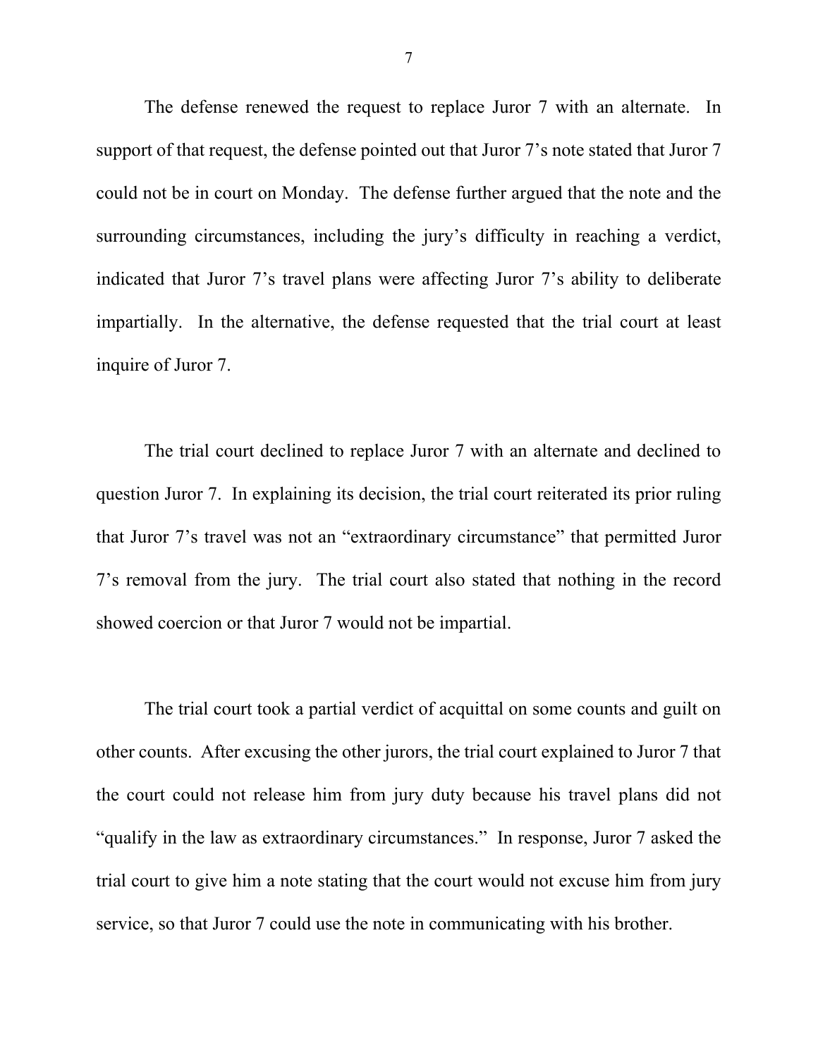The defense renewed the request to replace Juror 7 with an alternate. In support of that request, the defense pointed out that Juror 7's note stated that Juror 7 could not be in court on Monday. The defense further argued that the note and the surrounding circumstances, including the jury's difficulty in reaching a verdict, indicated that Juror 7's travel plans were affecting Juror 7's ability to deliberate impartially. In the alternative, the defense requested that the trial court at least inquire of Juror 7.

The trial court declined to replace Juror 7 with an alternate and declined to question Juror 7. In explaining its decision, the trial court reiterated its prior ruling that Juror 7's travel was not an "extraordinary circumstance" that permitted Juror 7's removal from the jury. The trial court also stated that nothing in the record showed coercion or that Juror 7 would not be impartial.

The trial court took a partial verdict of acquittal on some counts and guilt on other counts. After excusing the other jurors, the trial court explained to Juror 7 that the court could not release him from jury duty because his travel plans did not "qualify in the law as extraordinary circumstances." In response, Juror 7 asked the trial court to give him a note stating that the court would not excuse him from jury service, so that Juror 7 could use the note in communicating with his brother.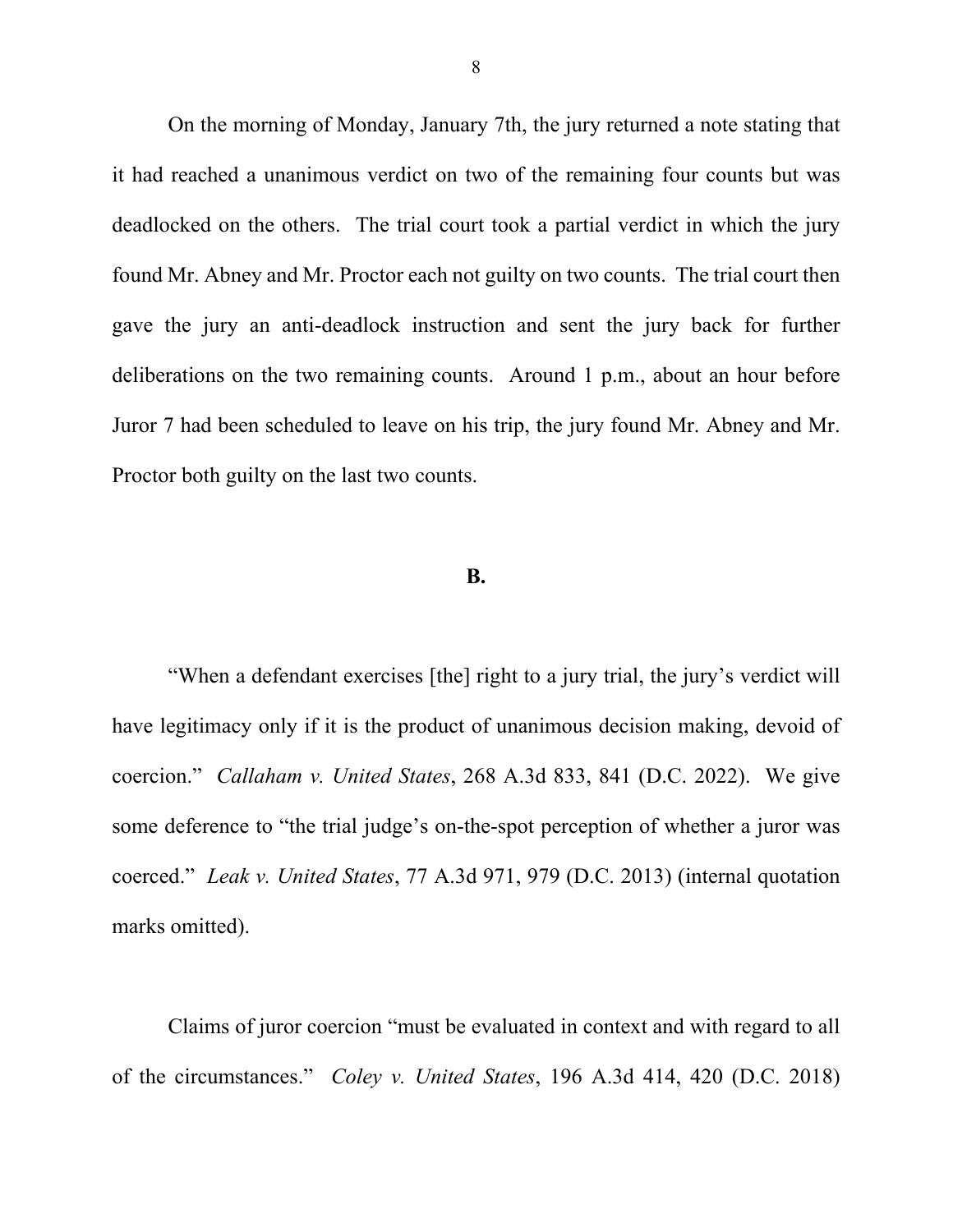On the morning of Monday, January 7th, the jury returned a note stating that it had reached a unanimous verdict on two of the remaining four counts but was deadlocked on the others. The trial court took a partial verdict in which the jury found Mr. Abney and Mr. Proctor each not guilty on two counts. The trial court then gave the jury an anti-deadlock instruction and sent the jury back for further deliberations on the two remaining counts. Around 1 p.m., about an hour before Juror 7 had been scheduled to leave on his trip, the jury found Mr. Abney and Mr. Proctor both guilty on the last two counts.

**B.**

"When a defendant exercises [the] right to a jury trial, the jury's verdict will have legitimacy only if it is the product of unanimous decision making, devoid of coercion." *Callaham v. United States*, 268 A.3d 833, 841 (D.C. 2022). We give some deference to "the trial judge's on-the-spot perception of whether a juror was coerced." *Leak v. United States*, 77 A.3d 971, 979 (D.C. 2013) (internal quotation marks omitted).

Claims of juror coercion "must be evaluated in context and with regard to all of the circumstances." *Coley v. United States*, 196 A.3d 414, 420 (D.C. 2018)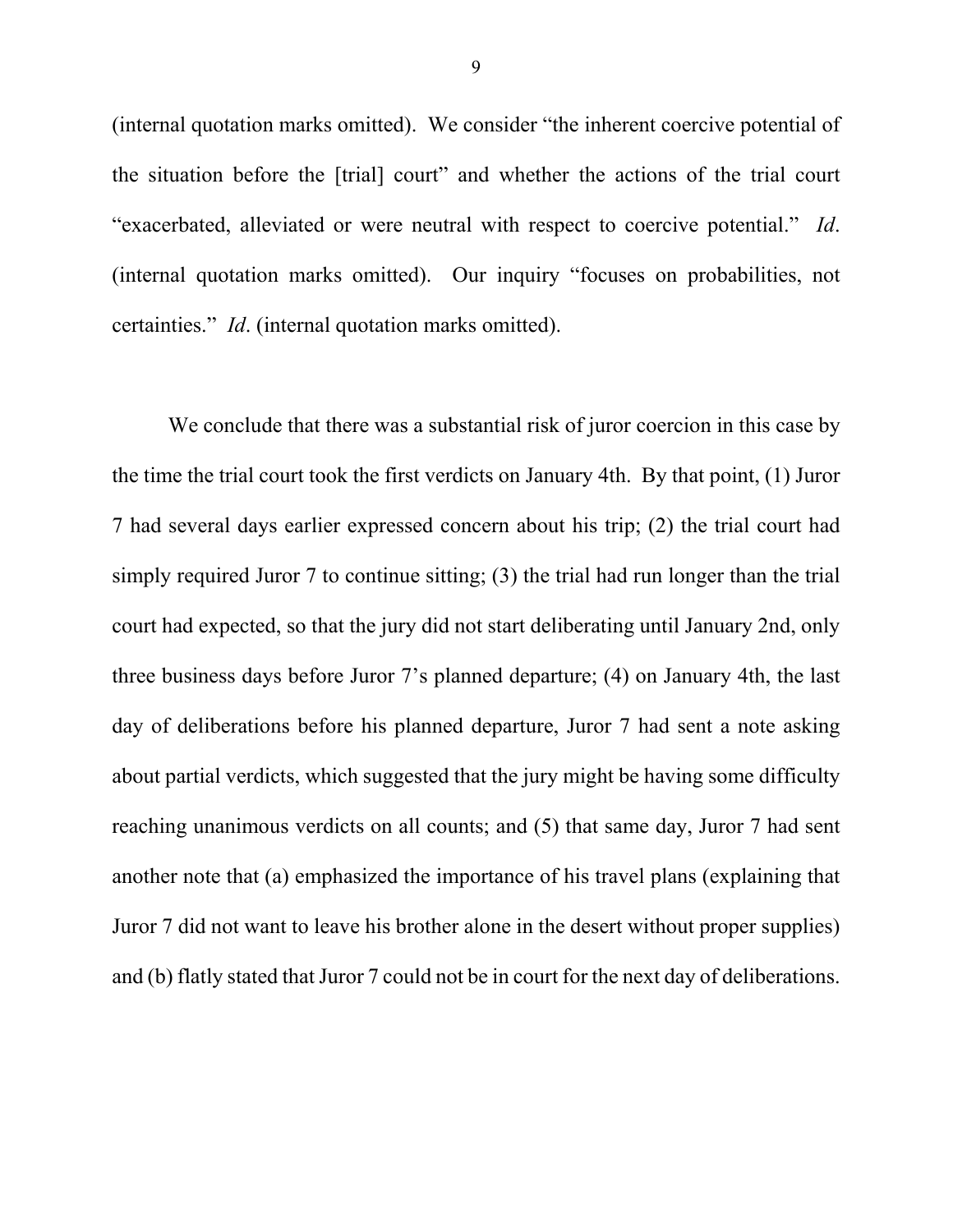(internal quotation marks omitted). We consider "the inherent coercive potential of the situation before the [trial] court" and whether the actions of the trial court "exacerbated, alleviated or were neutral with respect to coercive potential." *Id*. (internal quotation marks omitted). Our inquiry "focuses on probabilities, not certainties." *Id*. (internal quotation marks omitted).

We conclude that there was a substantial risk of juror coercion in this case by the time the trial court took the first verdicts on January 4th. By that point, (1) Juror 7 had several days earlier expressed concern about his trip; (2) the trial court had simply required Juror 7 to continue sitting; (3) the trial had run longer than the trial court had expected, so that the jury did not start deliberating until January 2nd, only three business days before Juror 7's planned departure; (4) on January 4th, the last day of deliberations before his planned departure, Juror 7 had sent a note asking about partial verdicts, which suggested that the jury might be having some difficulty reaching unanimous verdicts on all counts; and (5) that same day, Juror 7 had sent another note that (a) emphasized the importance of his travel plans (explaining that Juror 7 did not want to leave his brother alone in the desert without proper supplies) and (b) flatly stated that Juror 7 could not be in court for the next day of deliberations.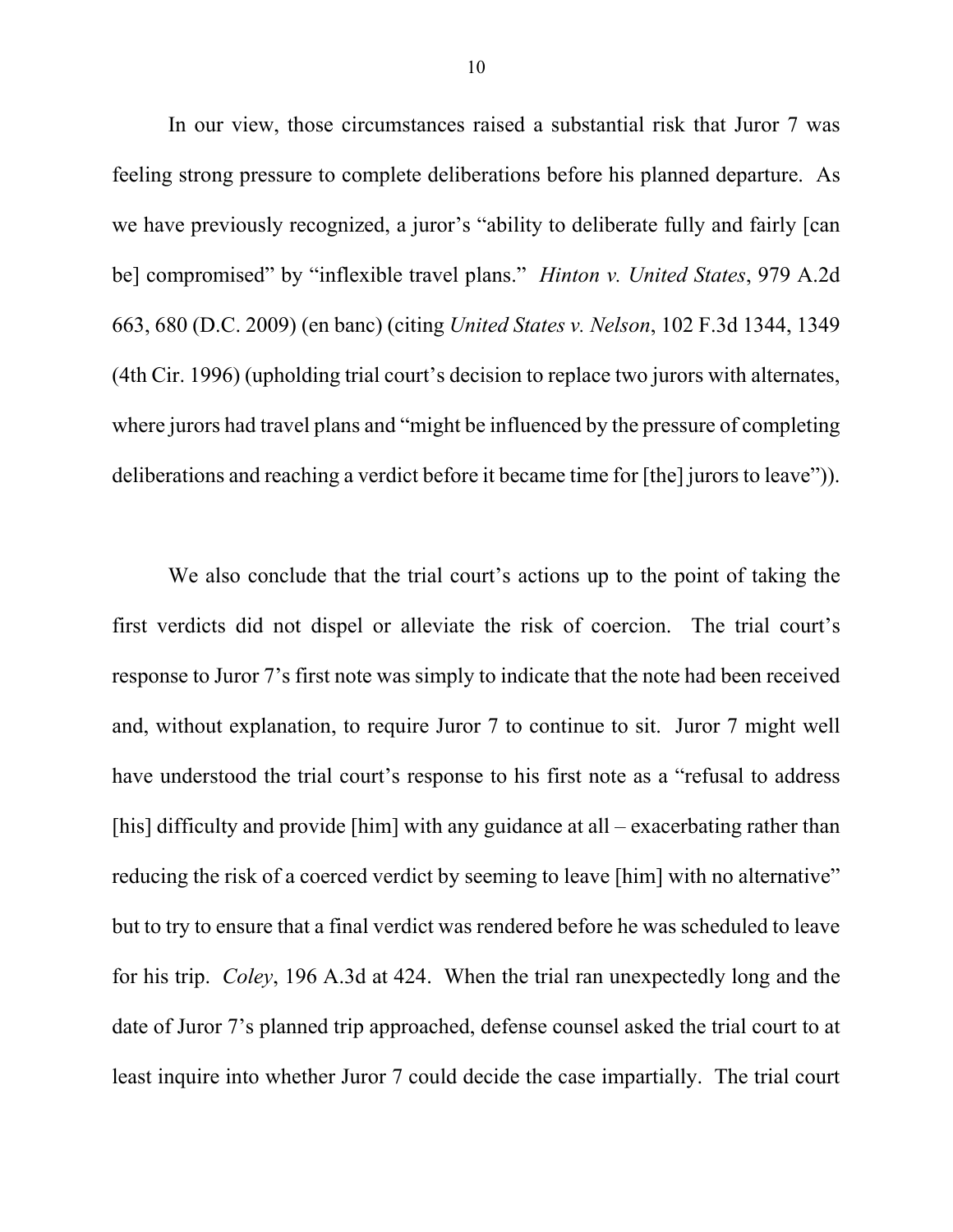In our view, those circumstances raised a substantial risk that Juror 7 was feeling strong pressure to complete deliberations before his planned departure. As we have previously recognized, a juror's "ability to deliberate fully and fairly [can be] compromised" by "inflexible travel plans." *Hinton v. United States*, 979 A.2d 663, 680 (D.C. 2009) (en banc) (citing *United States v. Nelson*, 102 F.3d 1344, 1349 (4th Cir. 1996) (upholding trial court's decision to replace two jurors with alternates, where jurors had travel plans and "might be influenced by the pressure of completing deliberations and reaching a verdict before it became time for [the] jurors to leave")).

We also conclude that the trial court's actions up to the point of taking the first verdicts did not dispel or alleviate the risk of coercion. The trial court's response to Juror 7's first note was simply to indicate that the note had been received and, without explanation, to require Juror 7 to continue to sit. Juror 7 might well have understood the trial court's response to his first note as a "refusal to address [his] difficulty and provide [him] with any guidance at all – exacerbating rather than reducing the risk of a coerced verdict by seeming to leave [him] with no alternative" but to try to ensure that a final verdict was rendered before he was scheduled to leave for his trip. *Coley*, 196 A.3d at 424. When the trial ran unexpectedly long and the date of Juror 7's planned trip approached, defense counsel asked the trial court to at least inquire into whether Juror 7 could decide the case impartially. The trial court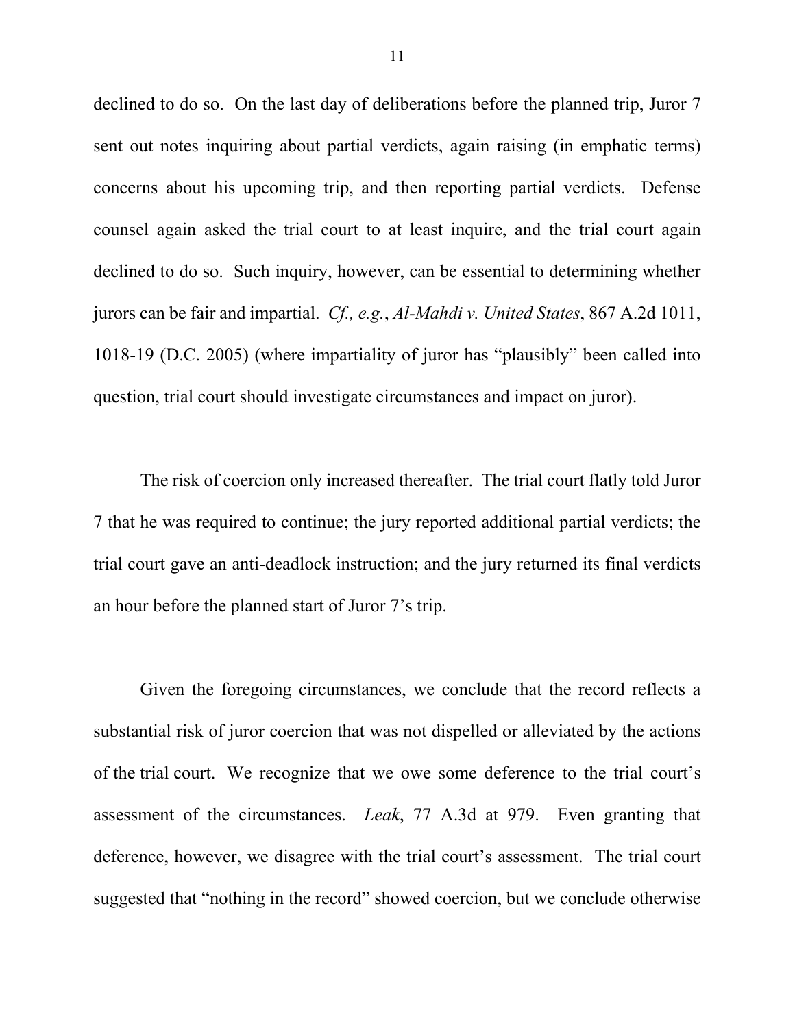declined to do so. On the last day of deliberations before the planned trip, Juror 7 sent out notes inquiring about partial verdicts, again raising (in emphatic terms) concerns about his upcoming trip, and then reporting partial verdicts. Defense counsel again asked the trial court to at least inquire, and the trial court again declined to do so. Such inquiry, however, can be essential to determining whether jurors can be fair and impartial. *Cf., e.g.*, *Al-Mahdi v. United States*, 867 A.2d 1011, 1018-19 (D.C. 2005) (where impartiality of juror has "plausibly" been called into question, trial court should investigate circumstances and impact on juror).

The risk of coercion only increased thereafter. The trial court flatly told Juror 7 that he was required to continue; the jury reported additional partial verdicts; the trial court gave an anti-deadlock instruction; and the jury returned its final verdicts an hour before the planned start of Juror 7's trip.

Given the foregoing circumstances, we conclude that the record reflects a substantial risk of juror coercion that was not dispelled or alleviated by the actions of the trial court. We recognize that we owe some deference to the trial court's assessment of the circumstances. *Leak*, 77 A.3d at 979. Even granting that deference, however, we disagree with the trial court's assessment. The trial court suggested that "nothing in the record" showed coercion, but we conclude otherwise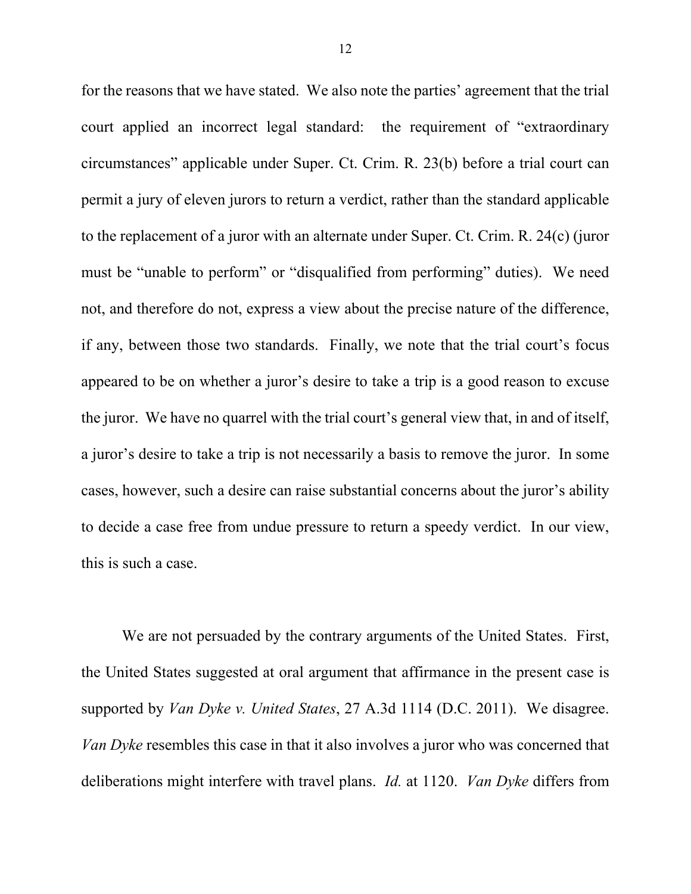for the reasons that we have stated. We also note the parties' agreement that the trial court applied an incorrect legal standard: the requirement of "extraordinary circumstances" applicable under Super. Ct. Crim. R. 23(b) before a trial court can permit a jury of eleven jurors to return a verdict, rather than the standard applicable to the replacement of a juror with an alternate under Super. Ct. Crim. R. 24(c) (juror must be "unable to perform" or "disqualified from performing" duties). We need not, and therefore do not, express a view about the precise nature of the difference, if any, between those two standards. Finally, we note that the trial court's focus appeared to be on whether a juror's desire to take a trip is a good reason to excuse the juror. We have no quarrel with the trial court's general view that, in and of itself, a juror's desire to take a trip is not necessarily a basis to remove the juror. In some cases, however, such a desire can raise substantial concerns about the juror's ability to decide a case free from undue pressure to return a speedy verdict. In our view, this is such a case.

We are not persuaded by the contrary arguments of the United States. First, the United States suggested at oral argument that affirmance in the present case is supported by *Van Dyke v. United States*, 27 A.3d 1114 (D.C. 2011). We disagree. *Van Dyke* resembles this case in that it also involves a juror who was concerned that deliberations might interfere with travel plans. *Id.* at 1120. *Van Dyke* differs from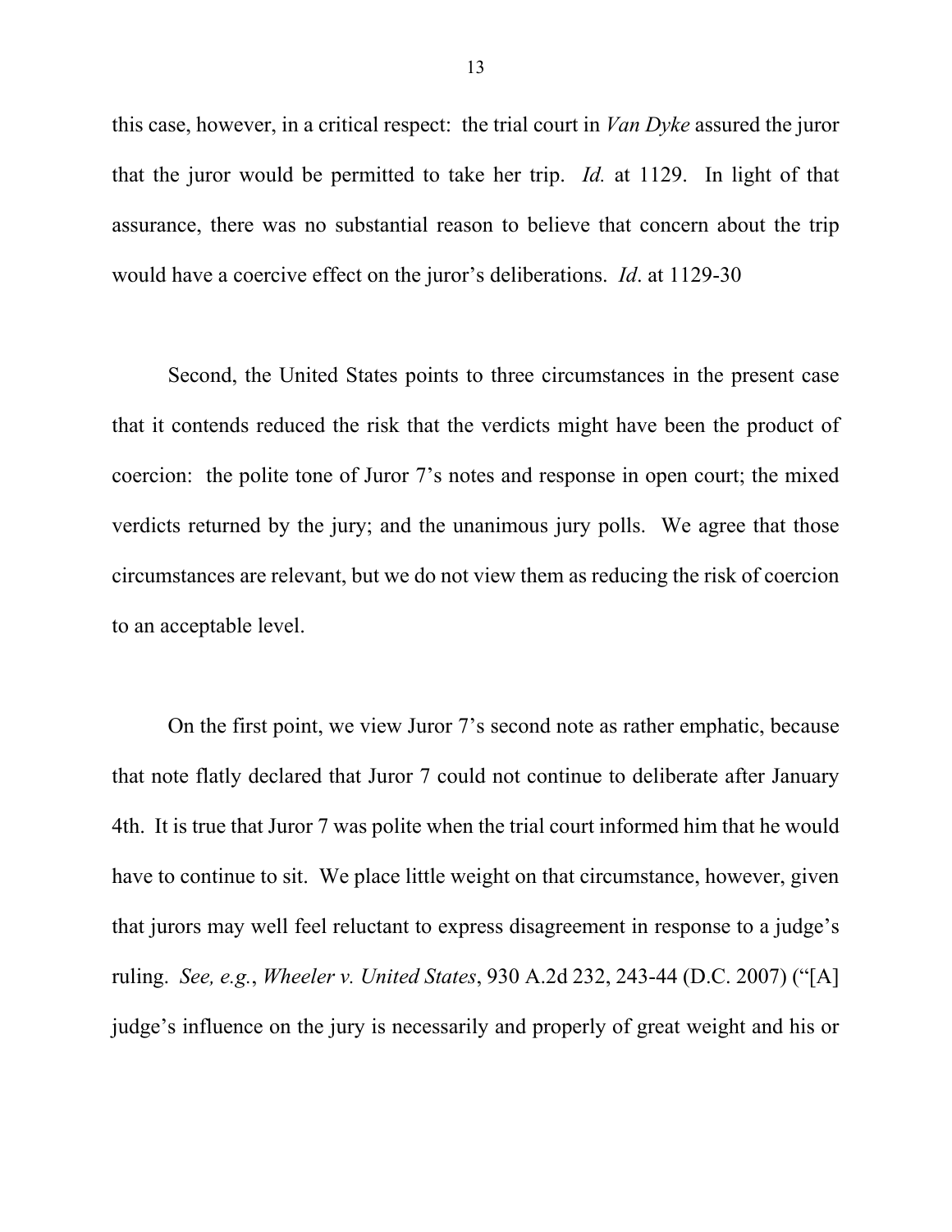this case, however, in a critical respect: the trial court in *Van Dyke* assured the juror that the juror would be permitted to take her trip. *Id.* at 1129. In light of that assurance, there was no substantial reason to believe that concern about the trip would have a coercive effect on the juror's deliberations. *Id*. at 1129-30

Second, the United States points to three circumstances in the present case that it contends reduced the risk that the verdicts might have been the product of coercion: the polite tone of Juror 7's notes and response in open court; the mixed verdicts returned by the jury; and the unanimous jury polls. We agree that those circumstances are relevant, but we do not view them as reducing the risk of coercion to an acceptable level.

On the first point, we view Juror 7's second note as rather emphatic, because that note flatly declared that Juror 7 could not continue to deliberate after January 4th. It is true that Juror 7 was polite when the trial court informed him that he would have to continue to sit. We place little weight on that circumstance, however, given that jurors may well feel reluctant to express disagreement in response to a judge's ruling. *See, e.g.*, *Wheeler v. United States*, 930 A.2d 232, 243-44 (D.C. 2007) ("[A] judge's influence on the jury is necessarily and properly of great weight and his or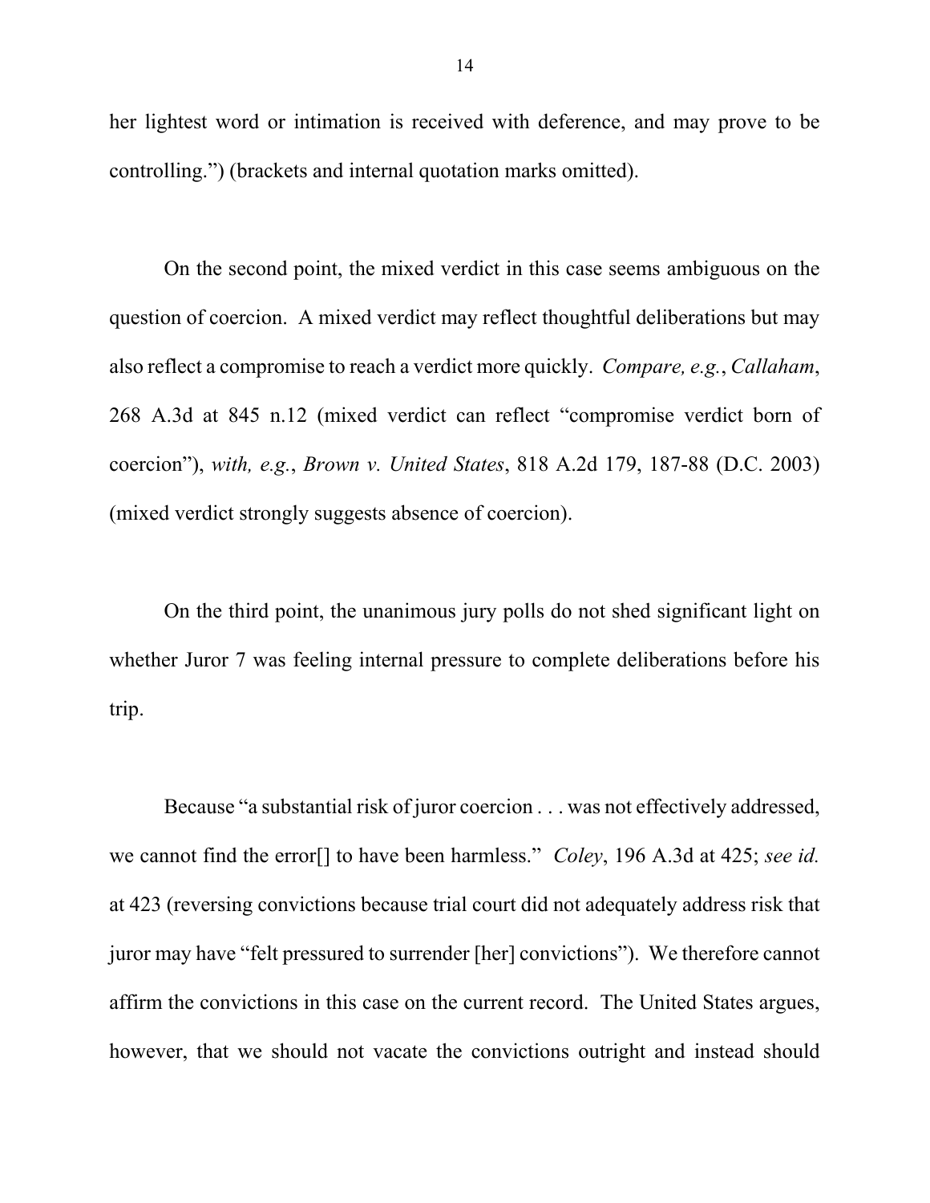her lightest word or intimation is received with deference, and may prove to be controlling.") (brackets and internal quotation marks omitted).

On the second point, the mixed verdict in this case seems ambiguous on the question of coercion. A mixed verdict may reflect thoughtful deliberations but may also reflect a compromise to reach a verdict more quickly. *Compare, e.g.*, *Callaham*, 268 A.3d at 845 n.12 (mixed verdict can reflect "compromise verdict born of coercion"), *with, e.g.*, *Brown v. United States*, 818 A.2d 179, 187-88 (D.C. 2003) (mixed verdict strongly suggests absence of coercion).

On the third point, the unanimous jury polls do not shed significant light on whether Juror 7 was feeling internal pressure to complete deliberations before his trip.

Because "a substantial risk of juror coercion . . . was not effectively addressed, we cannot find the error[] to have been harmless." *Coley*, 196 A.3d at 425; *see id.* at 423 (reversing convictions because trial court did not adequately address risk that juror may have "felt pressured to surrender [her] convictions"). We therefore cannot affirm the convictions in this case on the current record. The United States argues, however, that we should not vacate the convictions outright and instead should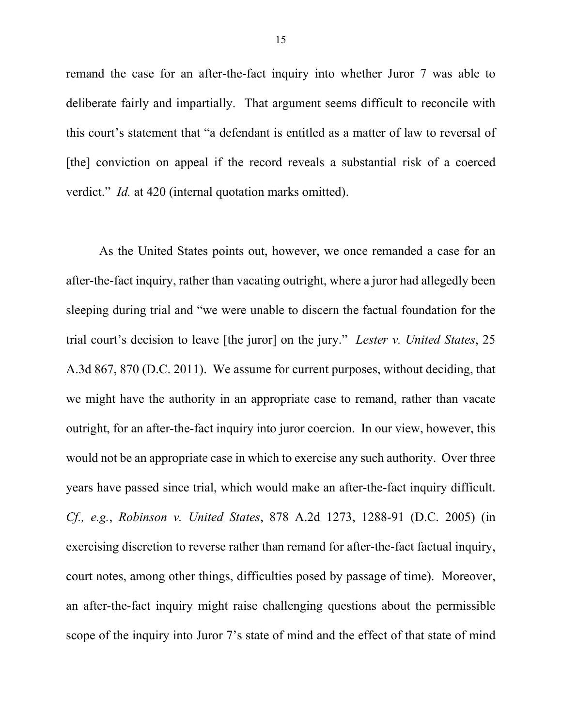remand the case for an after-the-fact inquiry into whether Juror 7 was able to deliberate fairly and impartially. That argument seems difficult to reconcile with this court's statement that "a defendant is entitled as a matter of law to reversal of [the] conviction on appeal if the record reveals a substantial risk of a coerced verdict." *Id.* at 420 (internal quotation marks omitted).

As the United States points out, however, we once remanded a case for an after-the-fact inquiry, rather than vacating outright, where a juror had allegedly been sleeping during trial and "we were unable to discern the factual foundation for the trial court's decision to leave [the juror] on the jury." *Lester v. United States*, 25 A.3d 867, 870 (D.C. 2011). We assume for current purposes, without deciding, that we might have the authority in an appropriate case to remand, rather than vacate outright, for an after-the-fact inquiry into juror coercion. In our view, however, this would not be an appropriate case in which to exercise any such authority. Over three years have passed since trial, which would make an after-the-fact inquiry difficult. *Cf., e.g.*, *Robinson v. United States*, 878 A.2d 1273, 1288-91 (D.C. 2005) (in exercising discretion to reverse rather than remand for after-the-fact factual inquiry, court notes, among other things, difficulties posed by passage of time). Moreover, an after-the-fact inquiry might raise challenging questions about the permissible scope of the inquiry into Juror 7's state of mind and the effect of that state of mind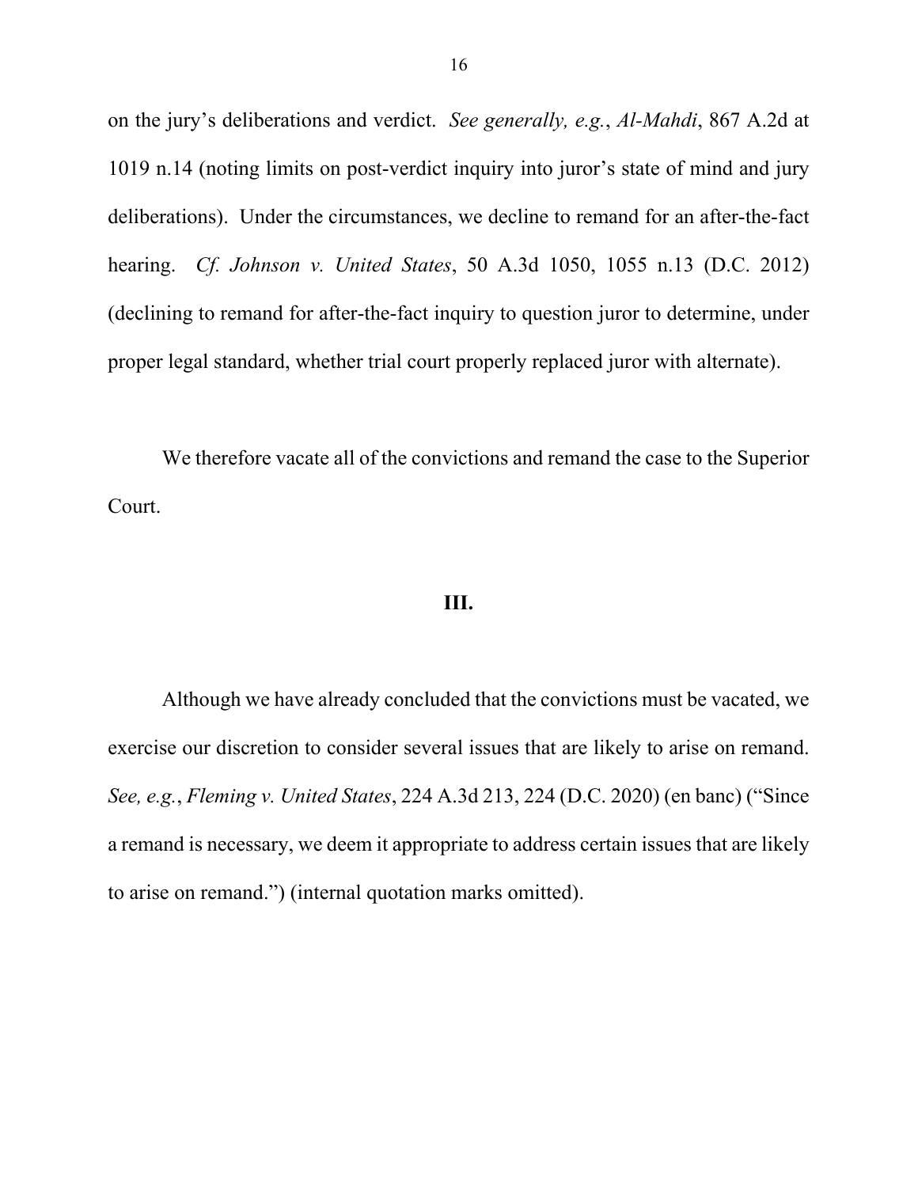on the jury's deliberations and verdict. *See generally, e.g.*, *Al-Mahdi*, 867 A.2d at 1019 n.14 (noting limits on post-verdict inquiry into juror's state of mind and jury deliberations). Under the circumstances, we decline to remand for an after-the-fact hearing. *Cf. Johnson v. United States*, 50 A.3d 1050, 1055 n.13 (D.C. 2012) (declining to remand for after-the-fact inquiry to question juror to determine, under proper legal standard, whether trial court properly replaced juror with alternate).

We therefore vacate all of the convictions and remand the case to the Superior Court.

## III.

Although we have already concluded that the convictions must be vacated, we exercise our discretion to consider several issues that are likely to arise on remand. *See, e.g.*, *Fleming v. United States*, 224 A.3d 213, 224 (D.C. 2020) (en banc) ("Since a remand is necessary, we deem it appropriate to address certain issues that are likely to arise on remand.") (internal quotation marks omitted).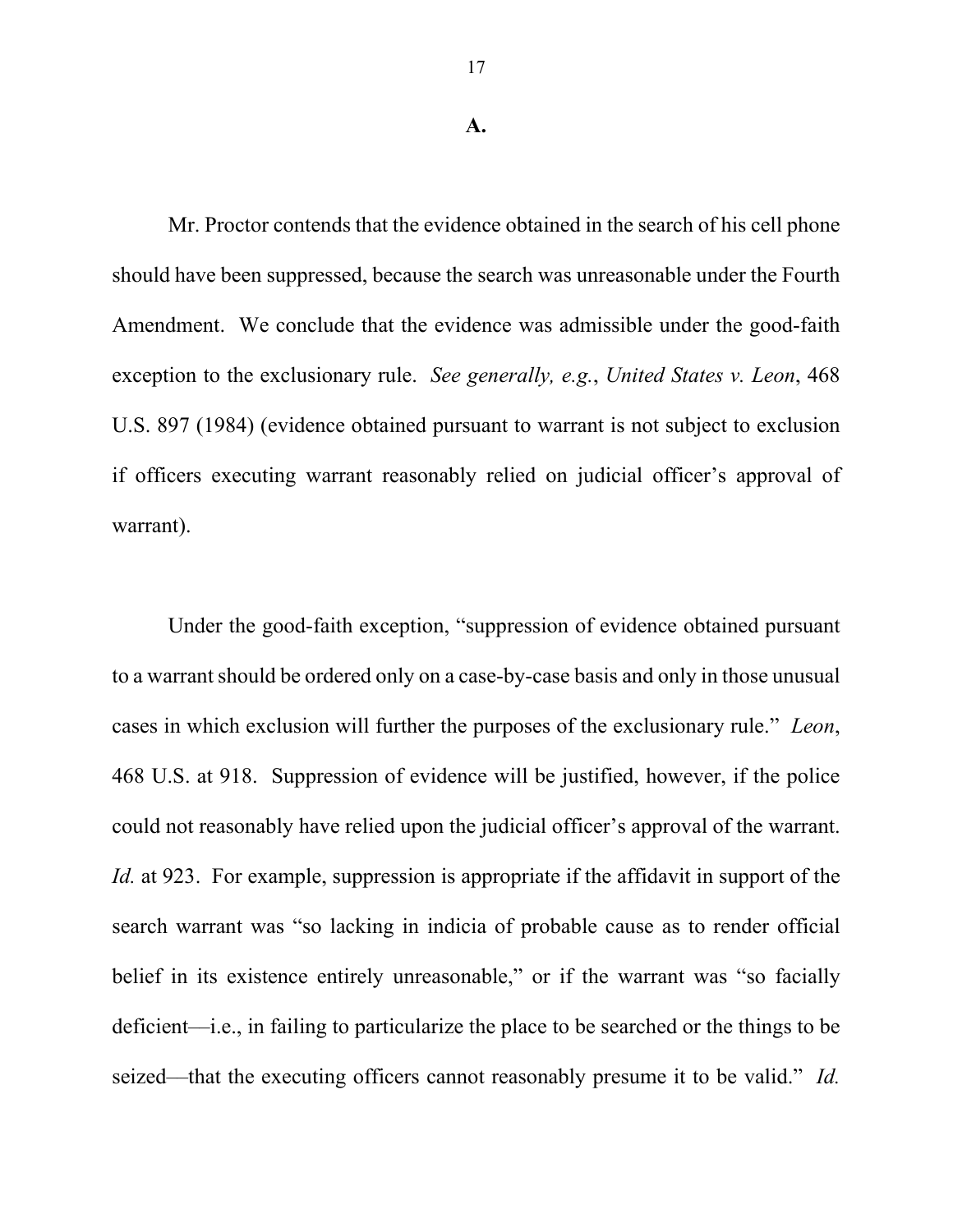**A.**

Mr. Proctor contends that the evidence obtained in the search of his cell phone should have been suppressed, because the search was unreasonable under the Fourth Amendment. We conclude that the evidence was admissible under the good-faith exception to the exclusionary rule. *See generally, e.g.*, *United States v. Leon*, 468 U.S. 897 (1984) (evidence obtained pursuant to warrant is not subject to exclusion if officers executing warrant reasonably relied on judicial officer's approval of warrant).

Under the good-faith exception, "suppression of evidence obtained pursuant to a warrant should be ordered only on a case-by-case basis and only in those unusual cases in which exclusion will further the purposes of the exclusionary rule." *Leon*, 468 U.S. at 918. Suppression of evidence will be justified, however, if the police could not reasonably have relied upon the judicial officer's approval of the warrant. *Id.* at 923. For example, suppression is appropriate if the affidavit in support of the search warrant was "so lacking in indicia of probable cause as to render official belief in its existence entirely unreasonable," or if the warrant was "so facially deficient—i.e., in failing to particularize the place to be searched or the things to be seized—that the executing officers cannot reasonably presume it to be valid." *Id.*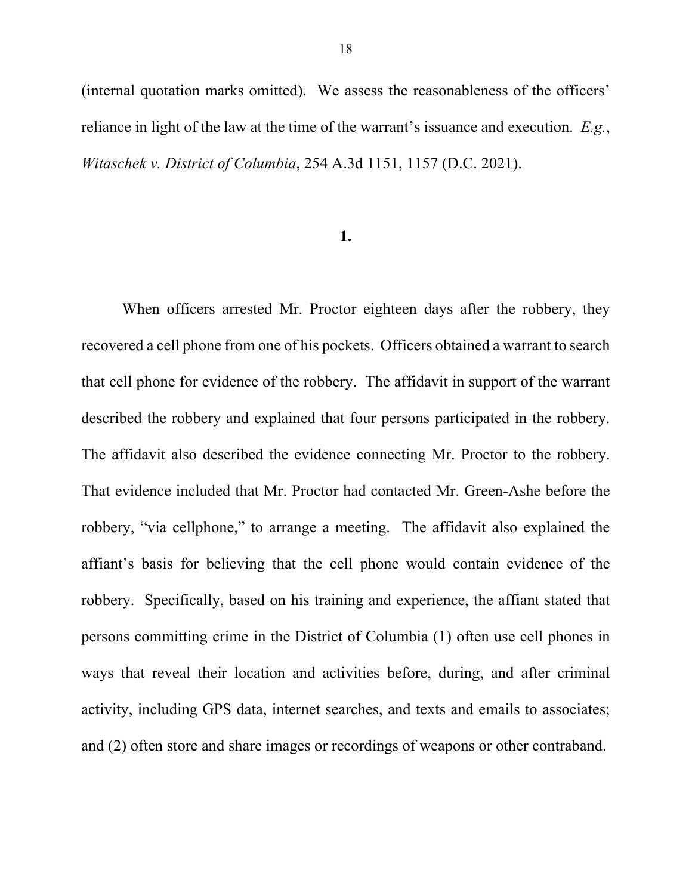(internal quotation marks omitted). We assess the reasonableness of the officers' reliance in light of the law at the time of the warrant's issuance and execution. *E.g.*, *Witaschek v. District of Columbia*, 254 A.3d 1151, 1157 (D.C. 2021).

**1.**

When officers arrested Mr. Proctor eighteen days after the robbery, they recovered a cell phone from one of his pockets. Officers obtained a warrant to search that cell phone for evidence of the robbery. The affidavit in support of the warrant described the robbery and explained that four persons participated in the robbery. The affidavit also described the evidence connecting Mr. Proctor to the robbery. That evidence included that Mr. Proctor had contacted Mr. Green-Ashe before the robbery, "via cellphone," to arrange a meeting. The affidavit also explained the affiant's basis for believing that the cell phone would contain evidence of the robbery. Specifically, based on his training and experience, the affiant stated that persons committing crime in the District of Columbia (1) often use cell phones in ways that reveal their location and activities before, during, and after criminal activity, including GPS data, internet searches, and texts and emails to associates; and (2) often store and share images or recordings of weapons or other contraband.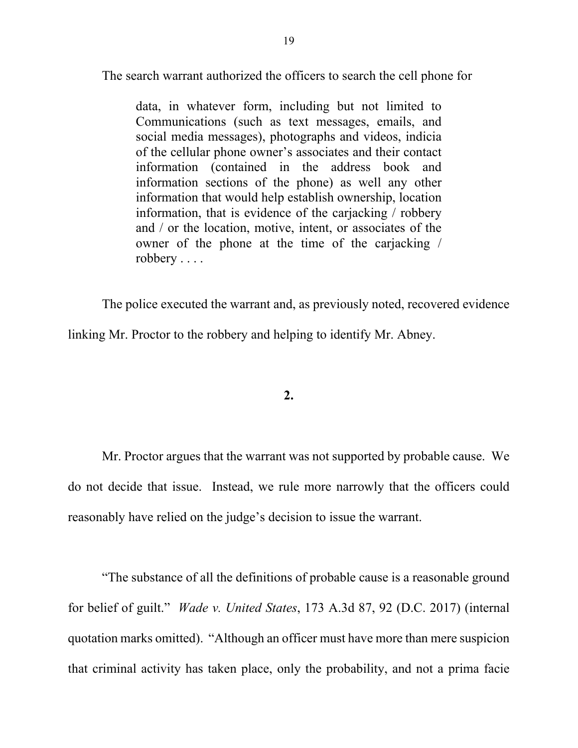The search warrant authorized the officers to search the cell phone for

> data, in whatever form, including but not limited to Communications (such as text messages, emails, and social media messages), photographs and videos, indicia of the cellular phone owner's associates and their contact information (contained in the address book and information sections of the phone) as well any other information that would help establish ownership, location information, that is evidence of the carjacking / robbery and / or the location, motive, intent, or associates of the owner of the phone at the time of the carjacking / robbery . . . .

The police executed the warrant and, as previously noted, recovered evidence linking Mr. Proctor to the robbery and helping to identify Mr. Abney.

**2.**

Mr. Proctor argues that the warrant was not supported by probable cause. We do not decide that issue. Instead, we rule more narrowly that the officers could reasonably have relied on the judge's decision to issue the warrant.

"The substance of all the definitions of probable cause is a reasonable ground for belief of guilt." *Wade v. United States*, 173 A.3d 87, 92 (D.C. 2017) (internal quotation marks omitted). "Although an officer must have more than mere suspicion that criminal activity has taken place, only the probability, and not a prima facie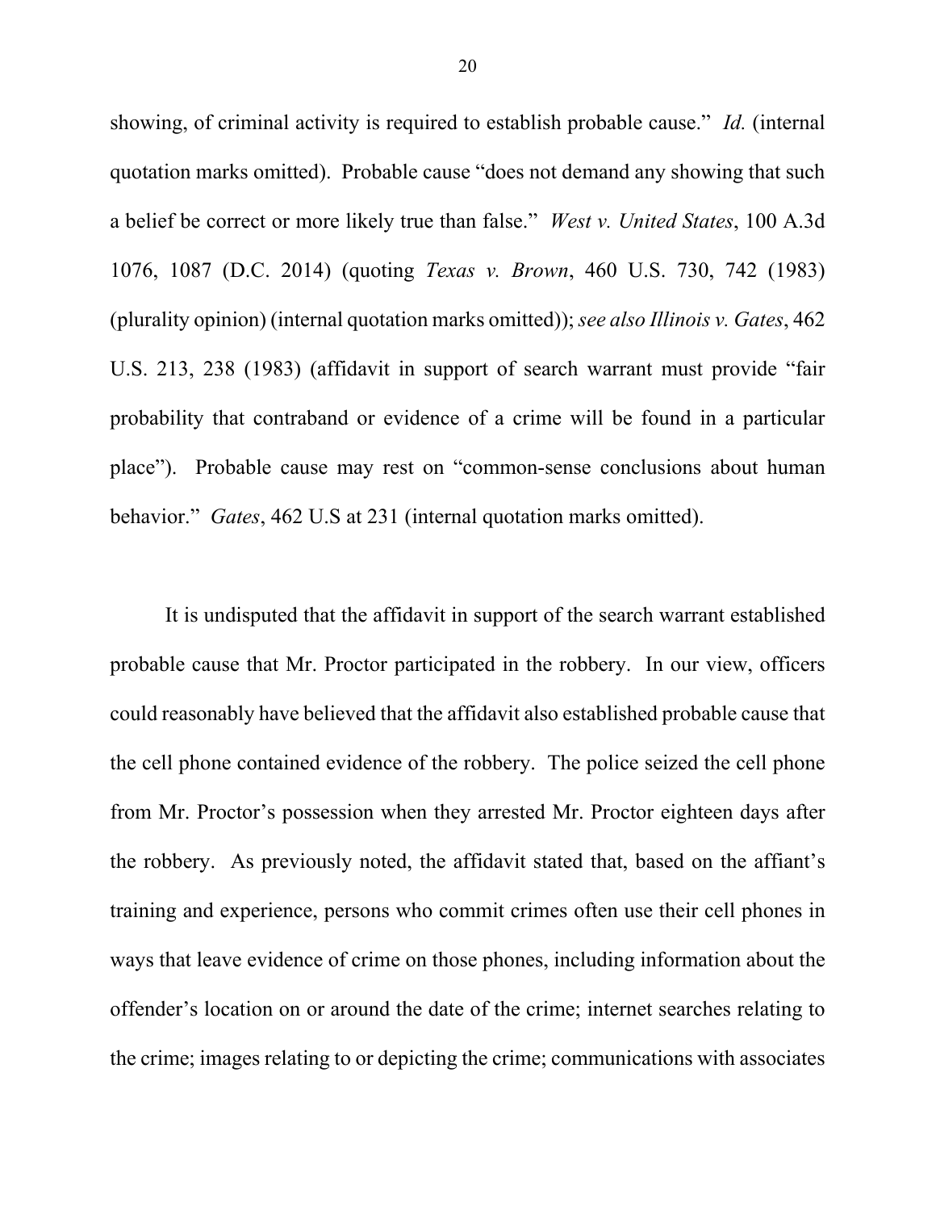showing, of criminal activity is required to establish probable cause." *Id.* (internal quotation marks omitted). Probable cause "does not demand any showing that such a belief be correct or more likely true than false." *West v. United States*, 100 A.3d 1076, 1087 (D.C. 2014) (quoting *Texas v. Brown*, 460 U.S. 730, 742 (1983) (plurality opinion) (internal quotation marks omitted)); *see also Illinois v. Gates*, 462 U.S. 213, 238 (1983) (affidavit in support of search warrant must provide "fair probability that contraband or evidence of a crime will be found in a particular place"). Probable cause may rest on "common-sense conclusions about human behavior." *Gates*, 462 U.S at 231 (internal quotation marks omitted).

It is undisputed that the affidavit in support of the search warrant established probable cause that Mr. Proctor participated in the robbery. In our view, officers could reasonably have believed that the affidavit also established probable cause that the cell phone contained evidence of the robbery. The police seized the cell phone from Mr. Proctor's possession when they arrested Mr. Proctor eighteen days after the robbery. As previously noted, the affidavit stated that, based on the affiant's training and experience, persons who commit crimes often use their cell phones in ways that leave evidence of crime on those phones, including information about the offender's location on or around the date of the crime; internet searches relating to the crime; images relating to or depicting the crime; communications with associates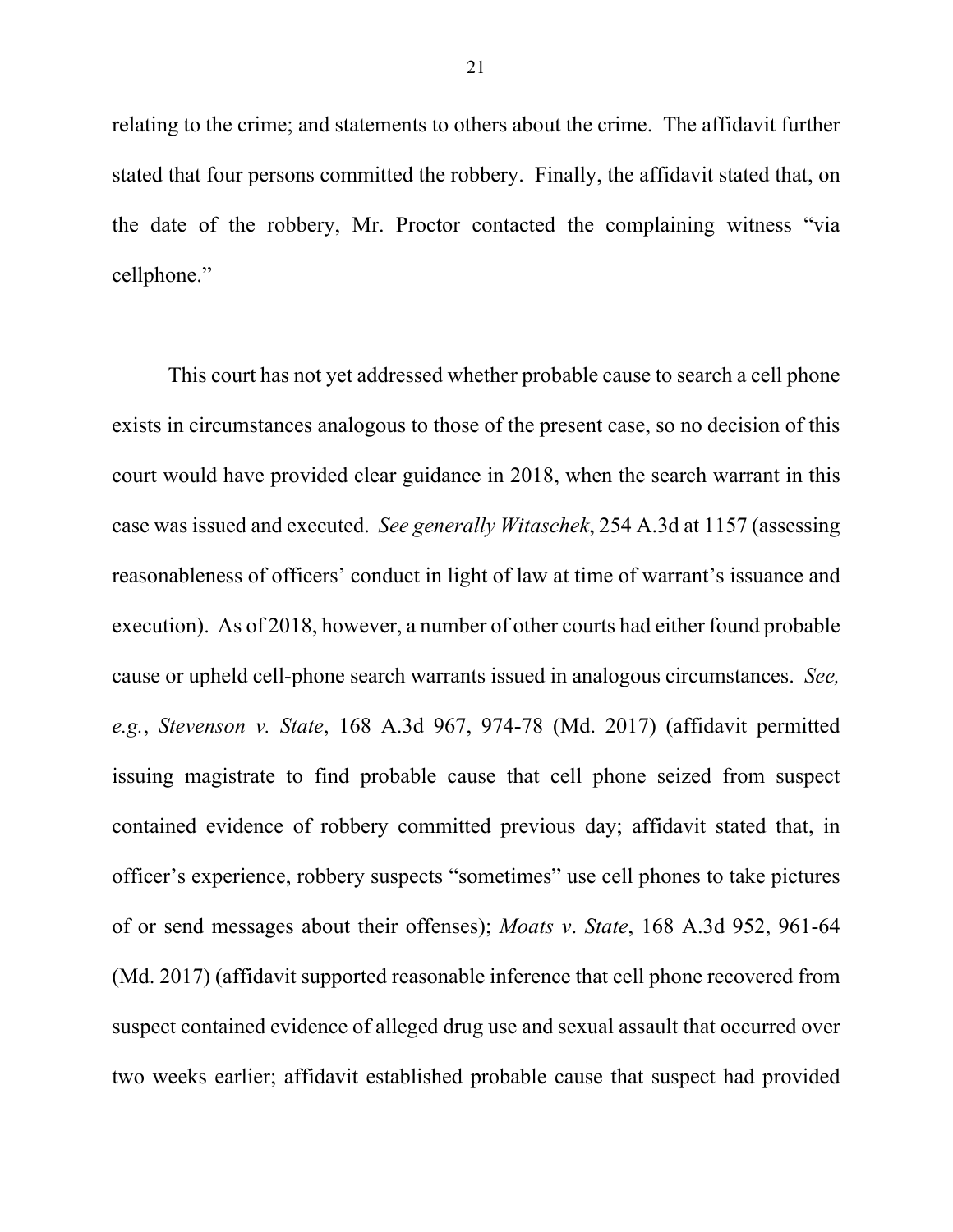relating to the crime; and statements to others about the crime. The affidavit further stated that four persons committed the robbery. Finally, the affidavit stated that, on the date of the robbery, Mr. Proctor contacted the complaining witness "via cellphone."

This court has not yet addressed whether probable cause to search a cell phone exists in circumstances analogous to those of the present case, so no decision of this court would have provided clear guidance in 2018, when the search warrant in this case was issued and executed. *See generally Witaschek*, 254 A.3d at 1157 (assessing reasonableness of officers' conduct in light of law at time of warrant's issuance and execution). As of 2018, however, a number of other courts had either found probable cause or upheld cell-phone search warrants issued in analogous circumstances. *See, e.g.*, *Stevenson v. State*, 168 A.3d 967, 974-78 (Md. 2017) (affidavit permitted issuing magistrate to find probable cause that cell phone seized from suspect contained evidence of robbery committed previous day; affidavit stated that, in officer's experience, robbery suspects "sometimes" use cell phones to take pictures of or send messages about their offenses); *Moats v. State*, 168 A.3d 952, 961-64 (Md. 2017) (affidavit supported reasonable inference that cell phone recovered from suspect contained evidence of alleged drug use and sexual assault that occurred over two weeks earlier; affidavit established probable cause that suspect had provided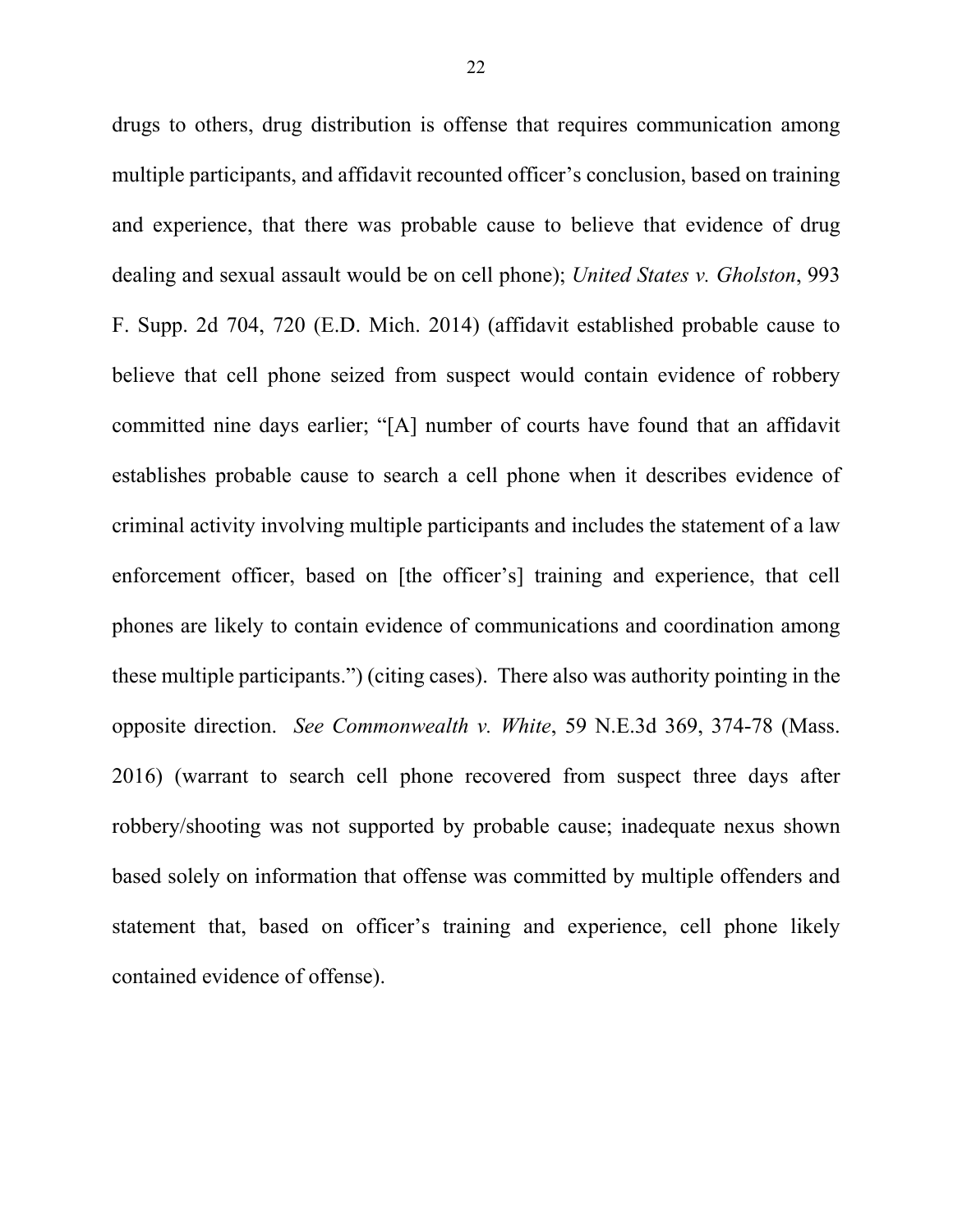drugs to others, drug distribution is offense that requires communication among multiple participants, and affidavit recounted officer's conclusion, based on training and experience, that there was probable cause to believe that evidence of drug dealing and sexual assault would be on cell phone); *United States v. Gholston*, 993 F. Supp. 2d 704, 720 (E.D. Mich. 2014) (affidavit established probable cause to believe that cell phone seized from suspect would contain evidence of robbery committed nine days earlier; "[A] number of courts have found that an affidavit establishes probable cause to search a cell phone when it describes evidence of criminal activity involving multiple participants and includes the statement of a law enforcement officer, based on [the officer's] training and experience, that cell phones are likely to contain evidence of communications and coordination among these multiple participants.") (citing cases). There also was authority pointing in the opposite direction. *See Commonwealth v. White*, 59 N.E.3d 369, 374-78 (Mass. 2016) (warrant to search cell phone recovered from suspect three days after robbery/shooting was not supported by probable cause; inadequate nexus shown based solely on information that offense was committed by multiple offenders and statement that, based on officer's training and experience, cell phone likely contained evidence of offense).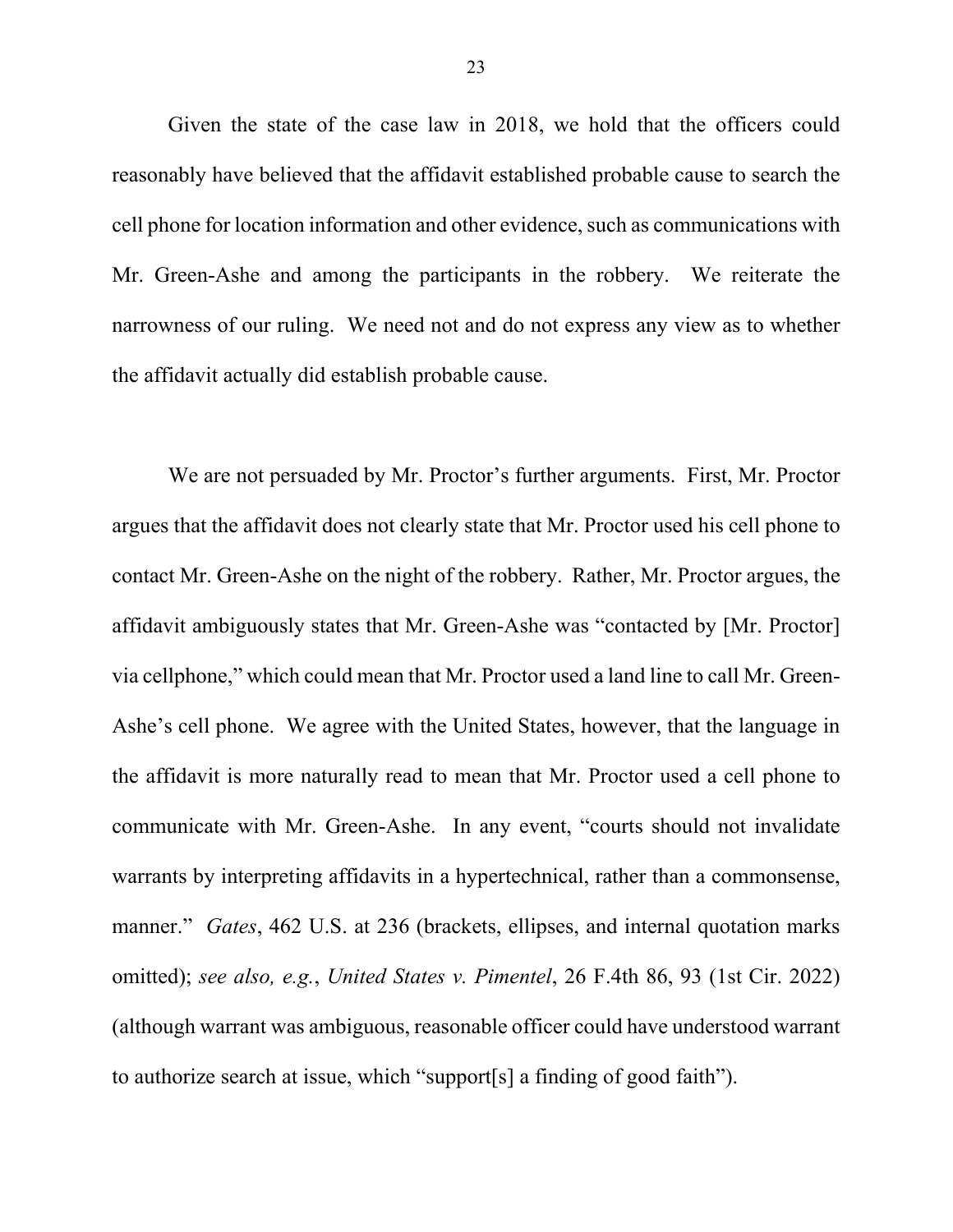Given the state of the case law in 2018, we hold that the officers could reasonably have believed that the affidavit established probable cause to search the cell phone for location information and other evidence, such as communications with Mr. Green-Ashe and among the participants in the robbery. We reiterate the narrowness of our ruling. We need not and do not express any view as to whether the affidavit actually did establish probable cause.

We are not persuaded by Mr. Proctor's further arguments. First, Mr. Proctor argues that the affidavit does not clearly state that Mr. Proctor used his cell phone to contact Mr. Green-Ashe on the night of the robbery. Rather, Mr. Proctor argues, the affidavit ambiguously states that Mr. Green-Ashe was "contacted by [Mr. Proctor] via cellphone," which could mean that Mr. Proctor used a land line to call Mr. Green-Ashe's cell phone. We agree with the United States, however, that the language in the affidavit is more naturally read to mean that Mr. Proctor used a cell phone to communicate with Mr. Green-Ashe. In any event, "courts should not invalidate warrants by interpreting affidavits in a hypertechnical, rather than a commonsense, manner." *Gates*, 462 U.S. at 236 (brackets, ellipses, and internal quotation marks omitted); *see also, e.g.*, *United States v. Pimentel*, 26 F.4th 86, 93 (1st Cir. 2022) (although warrant was ambiguous, reasonable officer could have understood warrant to authorize search at issue, which "support[s] a finding of good faith").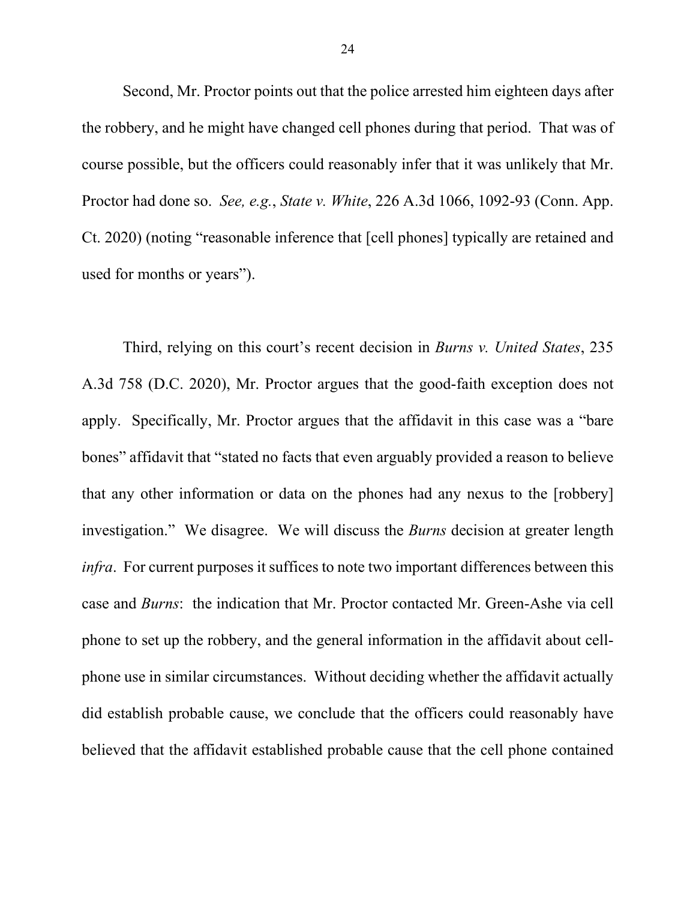Second, Mr. Proctor points out that the police arrested him eighteen days after the robbery, and he might have changed cell phones during that period. That was of course possible, but the officers could reasonably infer that it was unlikely that Mr. Proctor had done so. *See, e.g.*, *State v. White*, 226 A.3d 1066, 1092-93 (Conn. App. Ct. 2020) (noting "reasonable inference that [cell phones] typically are retained and used for months or years").

Third, relying on this court's recent decision in *Burns v. United States*, 235 A.3d 758 (D.C. 2020), Mr. Proctor argues that the good-faith exception does not apply. Specifically, Mr. Proctor argues that the affidavit in this case was a "bare bones" affidavit that "stated no facts that even arguably provided a reason to believe that any other information or data on the phones had any nexus to the [robbery] investigation." We disagree. We will discuss the *Burns* decision at greater length *infra*. For current purposes it suffices to note two important differences between this case and *Burns*: the indication that Mr. Proctor contacted Mr. Green-Ashe via cell phone to set up the robbery, and the general information in the affidavit about cell-phone use in similar circumstances. Without deciding whether the affidavit actually did establish probable cause, we conclude that the officers could reasonably have believed that the affidavit established probable cause that the cell phone contained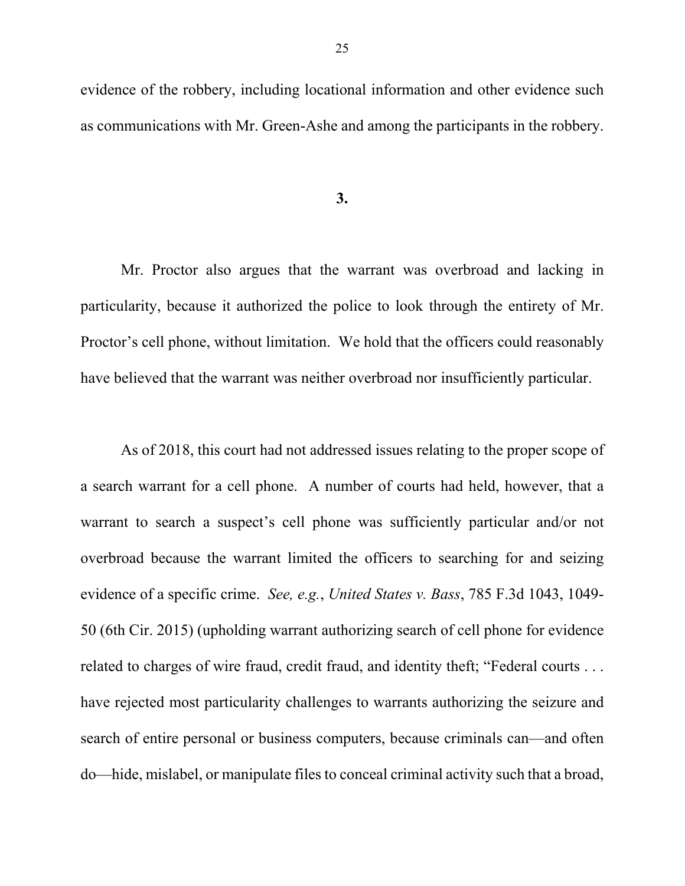evidence of the robbery, including locational information and other evidence such as communications with Mr. Green-Ashe and among the participants in the robbery.

**3.**

Mr. Proctor also argues that the warrant was overbroad and lacking in particularity, because it authorized the police to look through the entirety of Mr. Proctor's cell phone, without limitation. We hold that the officers could reasonably have believed that the warrant was neither overbroad nor insufficiently particular.

As of 2018, this court had not addressed issues relating to the proper scope of a search warrant for a cell phone. A number of courts had held, however, that a warrant to search a suspect's cell phone was sufficiently particular and/or not overbroad because the warrant limited the officers to searching for and seizing evidence of a specific crime. *See, e.g.*, *United States v. Bass*, 785 F.3d 1043, 1049-50 (6th Cir. 2015) (upholding warrant authorizing search of cell phone for evidence related to charges of wire fraud, credit fraud, and identity theft; "Federal courts . . . have rejected most particularity challenges to warrants authorizing the seizure and search of entire personal or business computers, because criminals can—and often do—hide, mislabel, or manipulate files to conceal criminal activity such that a broad,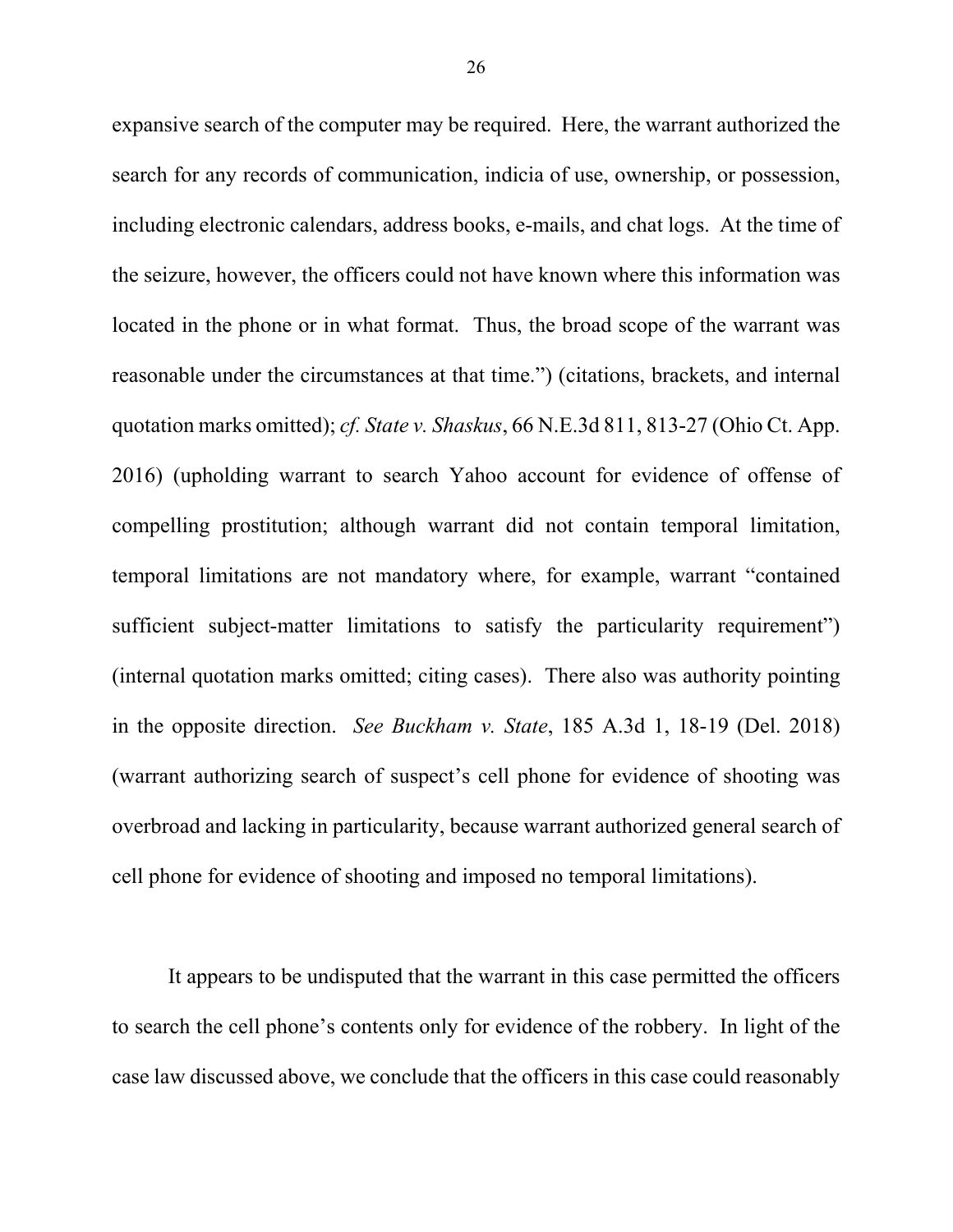expansive search of the computer may be required. Here, the warrant authorized the search for any records of communication, indicia of use, ownership, or possession, including electronic calendars, address books, e-mails, and chat logs. At the time of the seizure, however, the officers could not have known where this information was located in the phone or in what format. Thus, the broad scope of the warrant was reasonable under the circumstances at that time.") (citations, brackets, and internal quotation marks omitted); *cf. State v. Shaskus*, 66 N.E.3d 811, 813-27 (Ohio Ct. App. 2016) (upholding warrant to search Yahoo account for evidence of offense of compelling prostitution; although warrant did not contain temporal limitation, temporal limitations are not mandatory where, for example, warrant "contained sufficient subject-matter limitations to satisfy the particularity requirement") (internal quotation marks omitted; citing cases). There also was authority pointing in the opposite direction. *See Buckham v. State*, 185 A.3d 1, 18-19 (Del. 2018) (warrant authorizing search of suspect's cell phone for evidence of shooting was overbroad and lacking in particularity, because warrant authorized general search of cell phone for evidence of shooting and imposed no temporal limitations).

It appears to be undisputed that the warrant in this case permitted the officers to search the cell phone's contents only for evidence of the robbery. In light of the case law discussed above, we conclude that the officers in this case could reasonably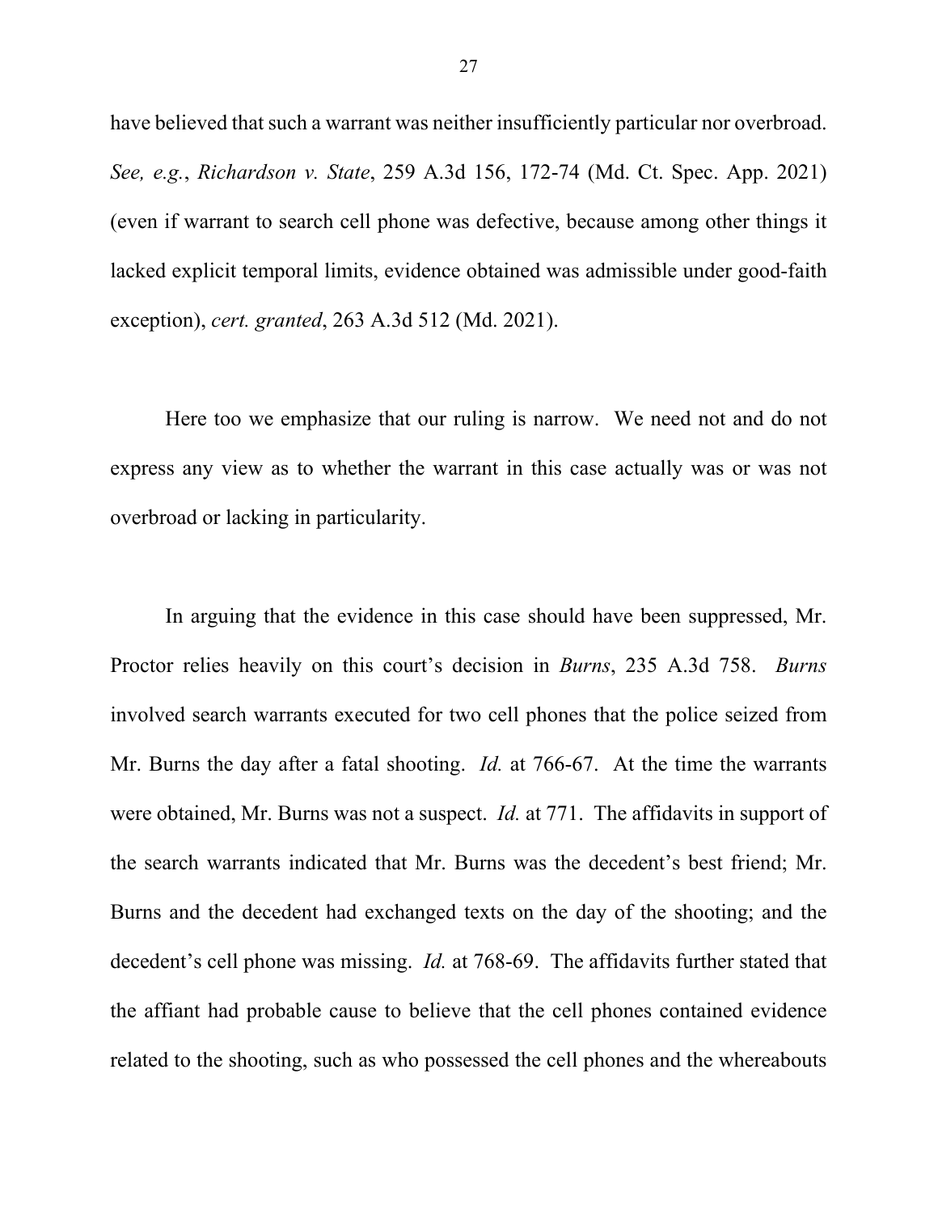have believed that such a warrant was neither insufficiently particular nor overbroad. *See, e.g.*, *Richardson v. State*, 259 A.3d 156, 172-74 (Md. Ct. Spec. App. 2021) (even if warrant to search cell phone was defective, because among other things it lacked explicit temporal limits, evidence obtained was admissible under good-faith exception), *cert. granted*, 263 A.3d 512 (Md. 2021).

Here too we emphasize that our ruling is narrow. We need not and do not express any view as to whether the warrant in this case actually was or was not overbroad or lacking in particularity.

In arguing that the evidence in this case should have been suppressed, Mr. Proctor relies heavily on this court's decision in *Burns*, 235 A.3d 758. *Burns* involved search warrants executed for two cell phones that the police seized from Mr. Burns the day after a fatal shooting. *Id.* at 766-67. At the time the warrants were obtained, Mr. Burns was not a suspect. *Id.* at 771. The affidavits in support of the search warrants indicated that Mr. Burns was the decedent's best friend; Mr. Burns and the decedent had exchanged texts on the day of the shooting; and the decedent's cell phone was missing. *Id.* at 768-69. The affidavits further stated that the affiant had probable cause to believe that the cell phones contained evidence related to the shooting, such as who possessed the cell phones and the whereabouts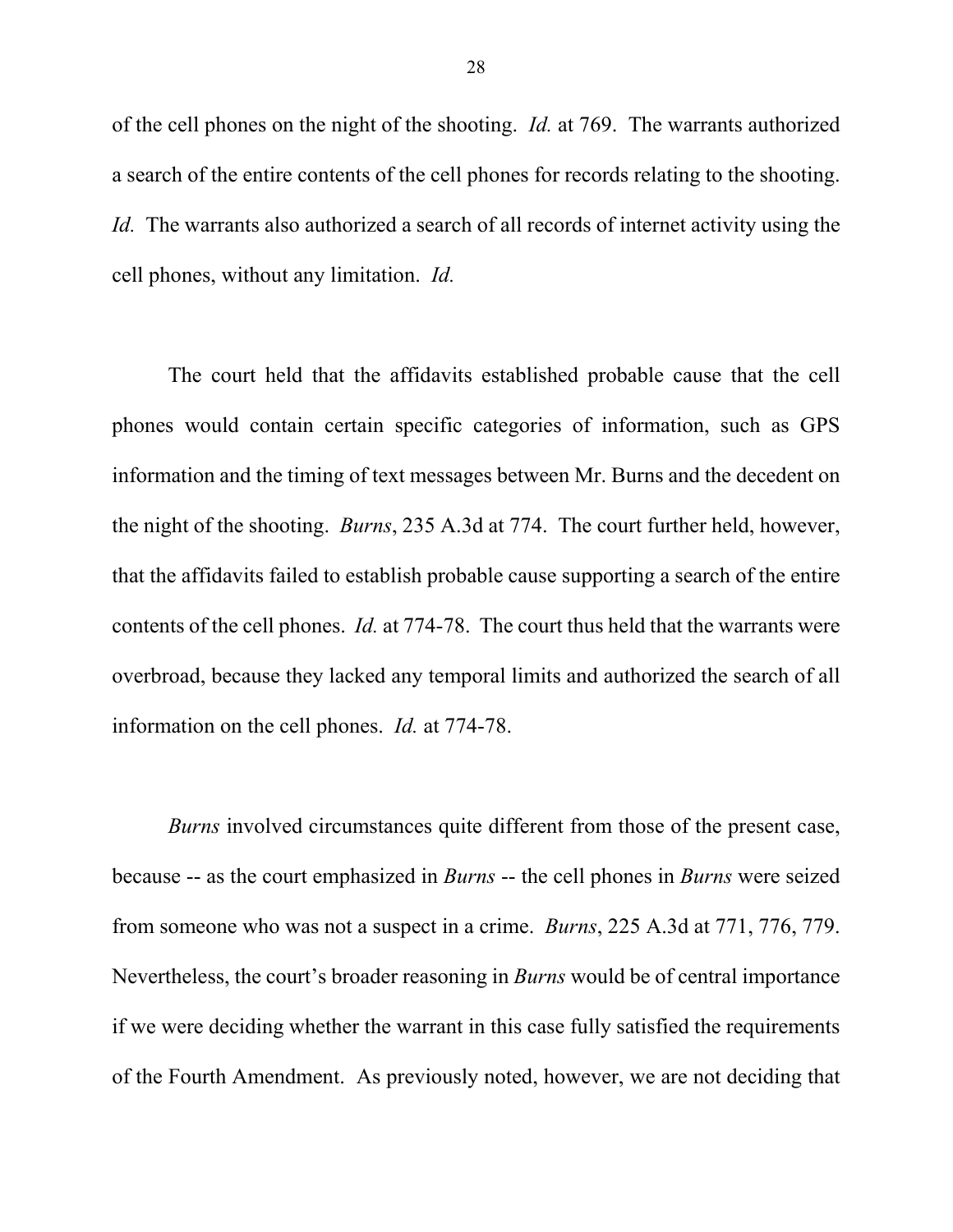of the cell phones on the night of the shooting. *Id.* at 769. The warrants authorized a search of the entire contents of the cell phones for records relating to the shooting. *Id.* The warrants also authorized a search of all records of internet activity using the cell phones, without any limitation. *Id.*

The court held that the affidavits established probable cause that the cell phones would contain certain specific categories of information, such as GPS information and the timing of text messages between Mr. Burns and the decedent on the night of the shooting. *Burns*, 235 A.3d at 774. The court further held, however, that the affidavits failed to establish probable cause supporting a search of the entire contents of the cell phones. *Id.* at 774-78. The court thus held that the warrants were overbroad, because they lacked any temporal limits and authorized the search of all information on the cell phones. *Id.* at 774-78.

*Burns* involved circumstances quite different from those of the present case, because -- as the court emphasized in *Burns* -- the cell phones in *Burns* were seized from someone who was not a suspect in a crime. *Burns*, 225 A.3d at 771, 776, 779. Nevertheless, the court's broader reasoning in *Burns* would be of central importance if we were deciding whether the warrant in this case fully satisfied the requirements of the Fourth Amendment. As previously noted, however, we are not deciding that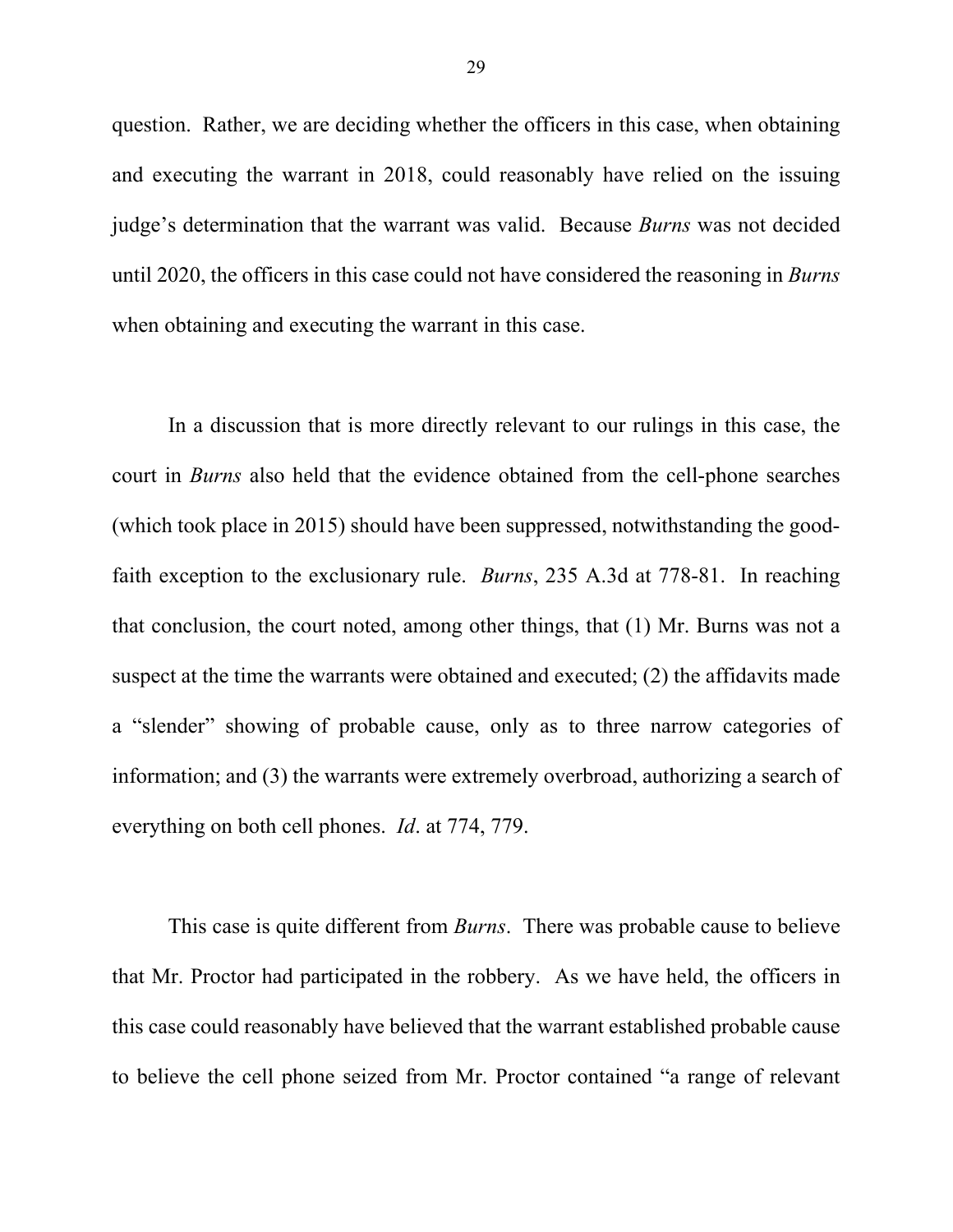question. Rather, we are deciding whether the officers in this case, when obtaining and executing the warrant in 2018, could reasonably have relied on the issuing judge's determination that the warrant was valid. Because *Burns* was not decided until 2020, the officers in this case could not have considered the reasoning in *Burns* when obtaining and executing the warrant in this case.

In a discussion that is more directly relevant to our rulings in this case, the court in *Burns* also held that the evidence obtained from the cell-phone searches (which took place in 2015) should have been suppressed, notwithstanding the good-faith exception to the exclusionary rule. *Burns*, 235 A.3d at 778-81. In reaching that conclusion, the court noted, among other things, that (1) Mr. Burns was not a suspect at the time the warrants were obtained and executed; (2) the affidavits made a "slender" showing of probable cause, only as to three narrow categories of information; and (3) the warrants were extremely overbroad, authorizing a search of everything on both cell phones. *Id*. at 774, 779.

This case is quite different from *Burns*. There was probable cause to believe that Mr. Proctor had participated in the robbery. As we have held, the officers in this case could reasonably have believed that the warrant established probable cause to believe the cell phone seized from Mr. Proctor contained "a range of relevant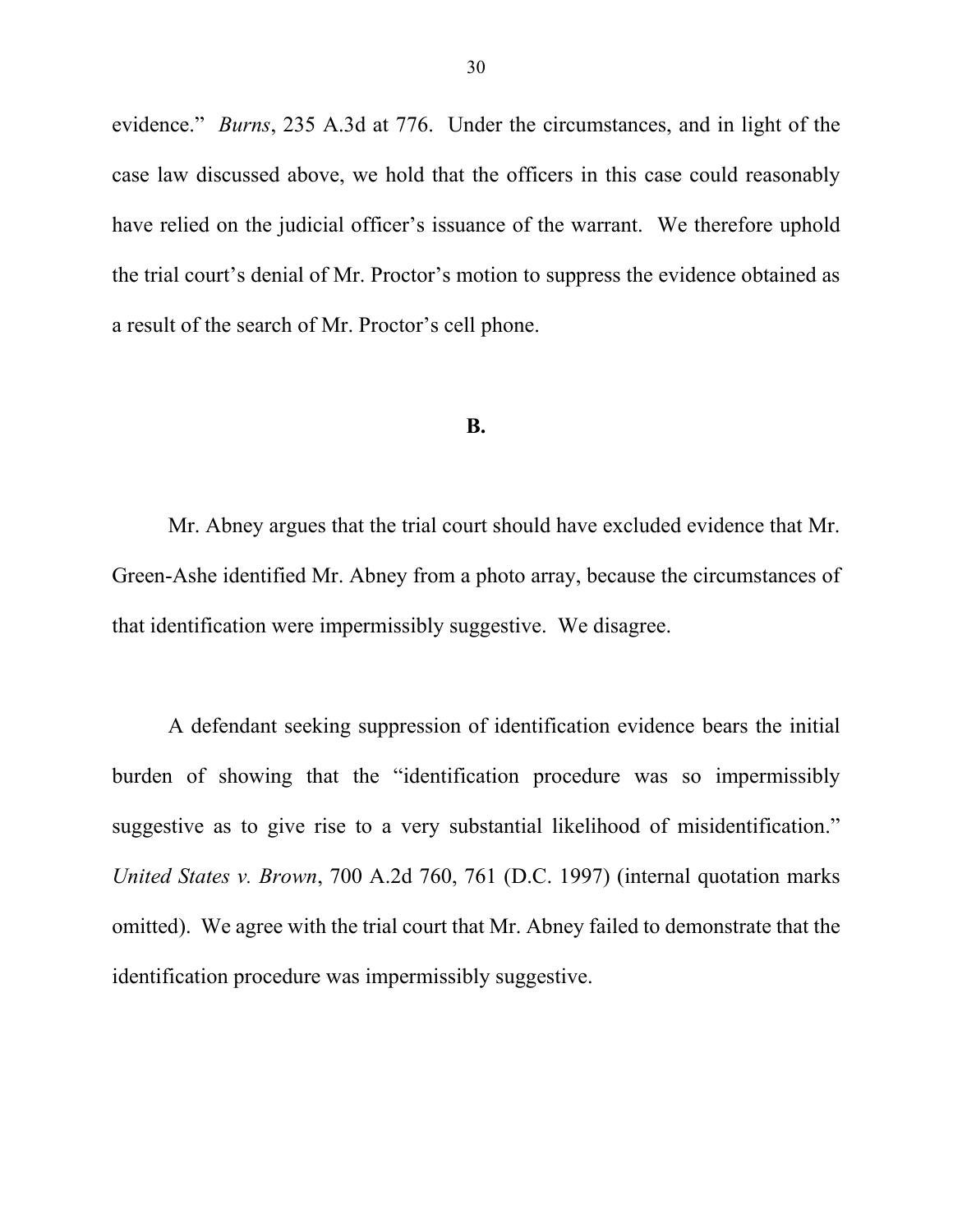evidence." *Burns*, 235 A.3d at 776. Under the circumstances, and in light of the case law discussed above, we hold that the officers in this case could reasonably have relied on the judicial officer's issuance of the warrant. We therefore uphold the trial court's denial of Mr. Proctor's motion to suppress the evidence obtained as a result of the search of Mr. Proctor's cell phone.

### B.

Mr. Abney argues that the trial court should have excluded evidence that Mr. Green-Ashe identified Mr. Abney from a photo array, because the circumstances of that identification were impermissibly suggestive. We disagree.

A defendant seeking suppression of identification evidence bears the initial burden of showing that the "identification procedure was so impermissibly suggestive as to give rise to a very substantial likelihood of misidentification." *United States v. Brown*, 700 A.2d 760, 761 (D.C. 1997) (internal quotation marks omitted). We agree with the trial court that Mr. Abney failed to demonstrate that the identification procedure was impermissibly suggestive.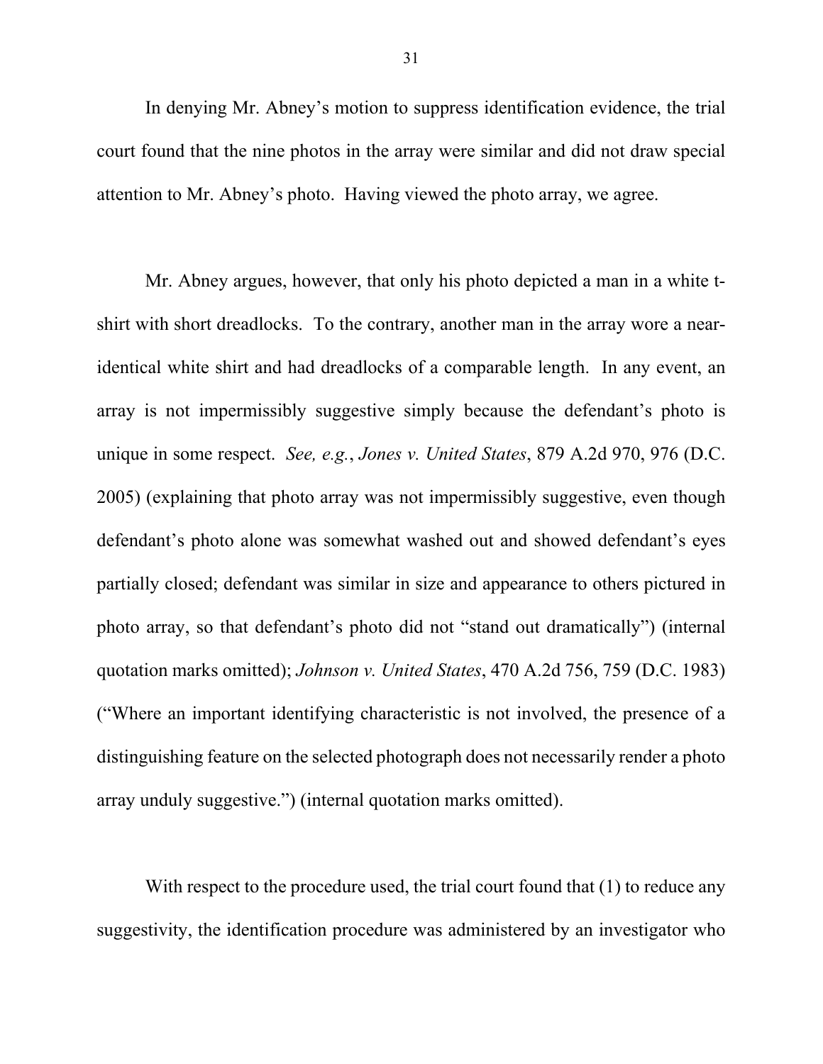In denying Mr. Abney's motion to suppress identification evidence, the trial court found that the nine photos in the array were similar and did not draw special attention to Mr. Abney's photo. Having viewed the photo array, we agree.

Mr. Abney argues, however, that only his photo depicted a man in a white t-shirt with short dreadlocks. To the contrary, another man in the array wore a near-identical white shirt and had dreadlocks of a comparable length. In any event, an array is not impermissibly suggestive simply because the defendant's photo is unique in some respect. *See, e.g.*, *Jones v. United States*, 879 A.2d 970, 976 (D.C. 2005) (explaining that photo array was not impermissibly suggestive, even though defendant's photo alone was somewhat washed out and showed defendant's eyes partially closed; defendant was similar in size and appearance to others pictured in photo array, so that defendant's photo did not "stand out dramatically") (internal quotation marks omitted); *Johnson v. United States*, 470 A.2d 756, 759 (D.C. 1983) ("Where an important identifying characteristic is not involved, the presence of a distinguishing feature on the selected photograph does not necessarily render a photo array unduly suggestive.") (internal quotation marks omitted).

With respect to the procedure used, the trial court found that (1) to reduce any suggestivity, the identification procedure was administered by an investigator who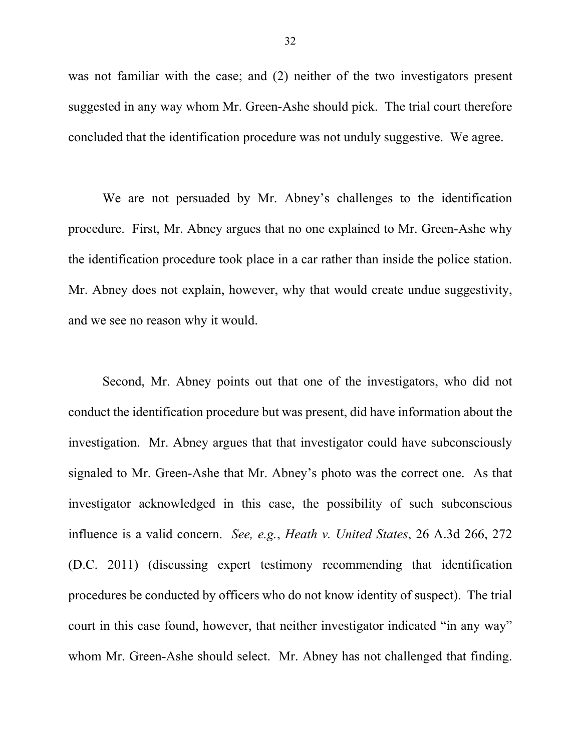was not familiar with the case; and (2) neither of the two investigators present suggested in any way whom Mr. Green-Ashe should pick. The trial court therefore concluded that the identification procedure was not unduly suggestive. We agree.

We are not persuaded by Mr. Abney's challenges to the identification procedure. First, Mr. Abney argues that no one explained to Mr. Green-Ashe why the identification procedure took place in a car rather than inside the police station. Mr. Abney does not explain, however, why that would create undue suggestivity, and we see no reason why it would.

Second, Mr. Abney points out that one of the investigators, who did not conduct the identification procedure but was present, did have information about the investigation. Mr. Abney argues that that investigator could have subconsciously signaled to Mr. Green-Ashe that Mr. Abney's photo was the correct one. As that investigator acknowledged in this case, the possibility of such subconscious influence is a valid concern. *See, e.g.*, *Heath v. United States*, 26 A.3d 266, 272 (D.C. 2011) (discussing expert testimony recommending that identification procedures be conducted by officers who do not know identity of suspect). The trial court in this case found, however, that neither investigator indicated "in any way" whom Mr. Green-Ashe should select. Mr. Abney has not challenged that finding.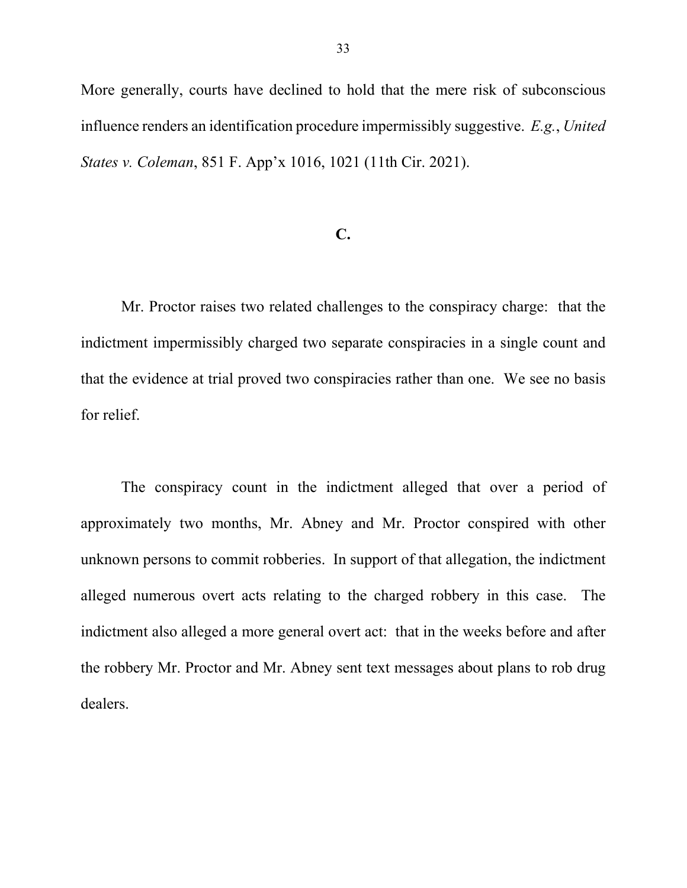More generally, courts have declined to hold that the mere risk of subconscious influence renders an identification procedure impermissibly suggestive. *E.g.*, *United States v. Coleman*, 851 F. App'x 1016, 1021 (11th Cir. 2021).

### C.

Mr. Proctor raises two related challenges to the conspiracy charge: that the indictment impermissibly charged two separate conspiracies in a single count and that the evidence at trial proved two conspiracies rather than one. We see no basis for relief.

The conspiracy count in the indictment alleged that over a period of approximately two months, Mr. Abney and Mr. Proctor conspired with other unknown persons to commit robberies. In support of that allegation, the indictment alleged numerous overt acts relating to the charged robbery in this case. The indictment also alleged a more general overt act: that in the weeks before and after the robbery Mr. Proctor and Mr. Abney sent text messages about plans to rob drug dealers.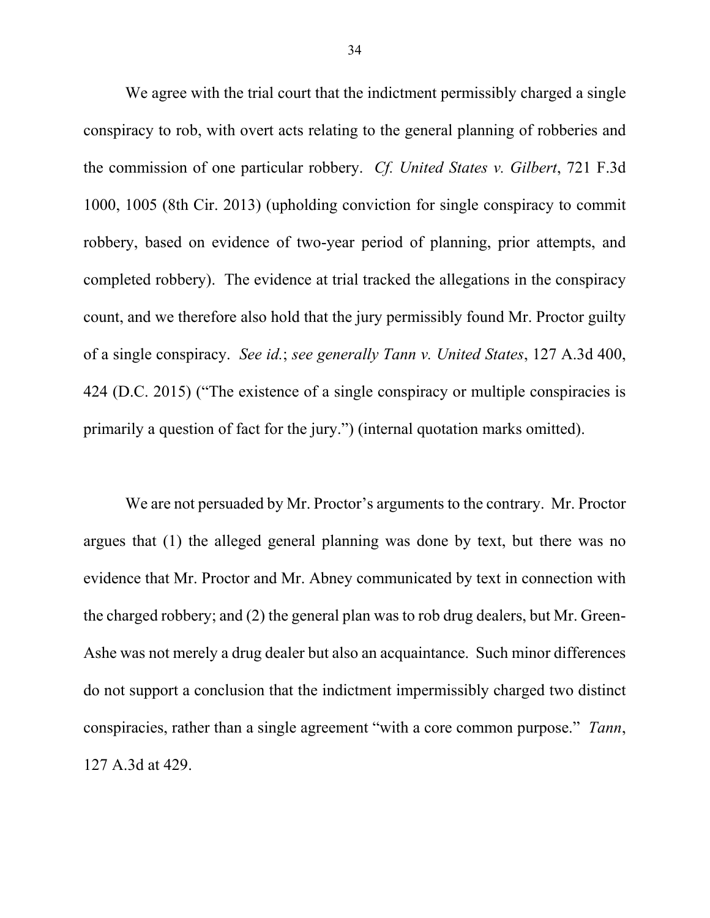We agree with the trial court that the indictment permissibly charged a single conspiracy to rob, with overt acts relating to the general planning of robberies and the commission of one particular robbery. *Cf. United States v. Gilbert*, 721 F.3d 1000, 1005 (8th Cir. 2013) (upholding conviction for single conspiracy to commit robbery, based on evidence of two-year period of planning, prior attempts, and completed robbery). The evidence at trial tracked the allegations in the conspiracy count, and we therefore also hold that the jury permissibly found Mr. Proctor guilty of a single conspiracy. *See id.*; *see generally Tann v. United States*, 127 A.3d 400, 424 (D.C. 2015) ("The existence of a single conspiracy or multiple conspiracies is primarily a question of fact for the jury.") (internal quotation marks omitted).

We are not persuaded by Mr. Proctor's arguments to the contrary. Mr. Proctor argues that (1) the alleged general planning was done by text, but there was no evidence that Mr. Proctor and Mr. Abney communicated by text in connection with the charged robbery; and (2) the general plan was to rob drug dealers, but Mr. Green-Ashe was not merely a drug dealer but also an acquaintance. Such minor differences do not support a conclusion that the indictment impermissibly charged two distinct conspiracies, rather than a single agreement "with a core common purpose." *Tann*, 127 A.3d at 429.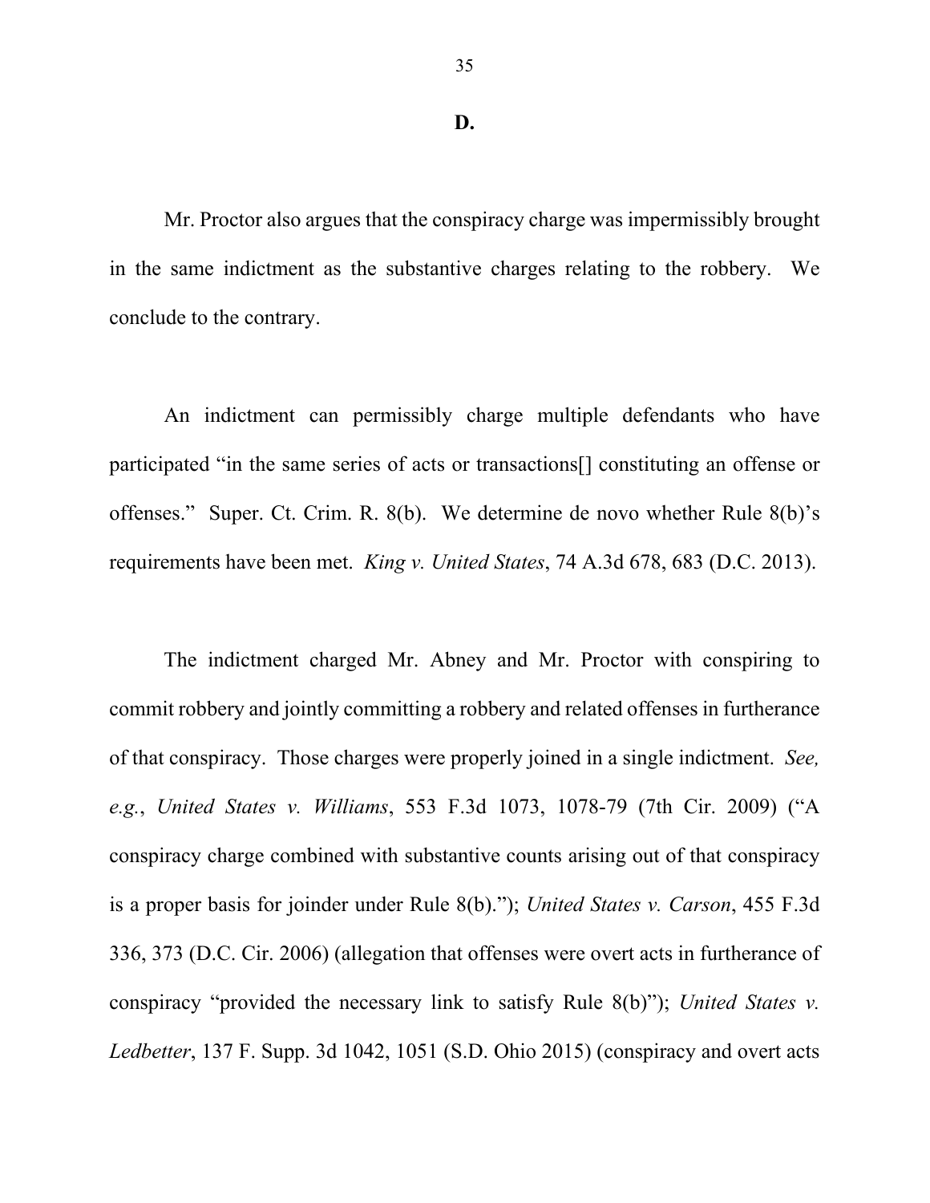### D.

Mr. Proctor also argues that the conspiracy charge was impermissibly brought in the same indictment as the substantive charges relating to the robbery. We conclude to the contrary.

An indictment can permissibly charge multiple defendants who have participated "in the same series of acts or transactions[] constituting an offense or offenses." Super. Ct. Crim. R. 8(b). We determine de novo whether Rule 8(b)'s requirements have been met. *King v. United States*, 74 A.3d 678, 683 (D.C. 2013).

The indictment charged Mr. Abney and Mr. Proctor with conspiring to commit robbery and jointly committing a robbery and related offenses in furtherance of that conspiracy. Those charges were properly joined in a single indictment. *See, e.g.*, *United States v. Williams*, 553 F.3d 1073, 1078-79 (7th Cir. 2009) ("A conspiracy charge combined with substantive counts arising out of that conspiracy is a proper basis for joinder under Rule 8(b)."); *United States v. Carson*, 455 F.3d 336, 373 (D.C. Cir. 2006) (allegation that offenses were overt acts in furtherance of conspiracy "provided the necessary link to satisfy Rule 8(b)"); *United States v. Ledbetter*, 137 F. Supp. 3d 1042, 1051 (S.D. Ohio 2015) (conspiracy and overt acts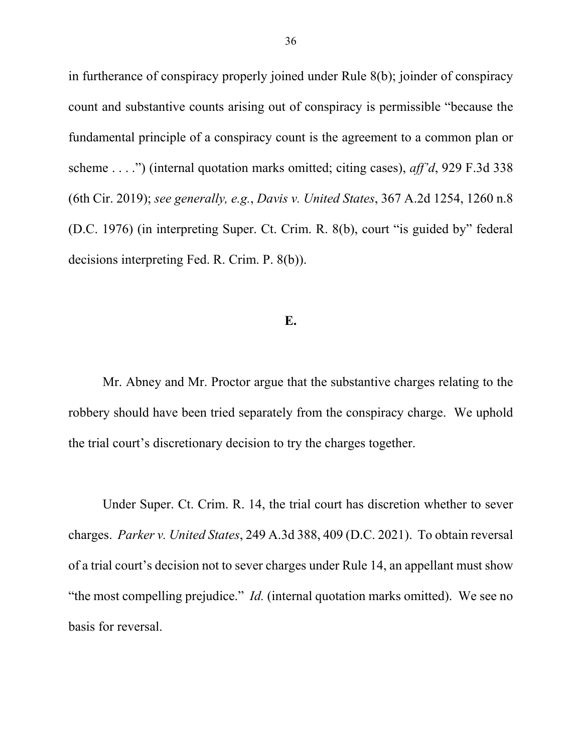in furtherance of conspiracy properly joined under Rule 8(b); joinder of conspiracy count and substantive counts arising out of conspiracy is permissible "because the fundamental principle of a conspiracy count is the agreement to a common plan or scheme . . . .") (internal quotation marks omitted; citing cases), *aff'd*, 929 F.3d 338 (6th Cir. 2019); *see generally, e.g.*, *Davis v. United States*, 367 A.2d 1254, 1260 n.8 (D.C. 1976) (in interpreting Super. Ct. Crim. R. 8(b), court "is guided by" federal decisions interpreting Fed. R. Crim. P. 8(b)).

**E.**

Mr. Abney and Mr. Proctor argue that the substantive charges relating to the robbery should have been tried separately from the conspiracy charge. We uphold the trial court's discretionary decision to try the charges together.

Under Super. Ct. Crim. R. 14, the trial court has discretion whether to sever charges. *Parker v. United States*, 249 A.3d 388, 409 (D.C. 2021). To obtain reversal of a trial court's decision not to sever charges under Rule 14, an appellant must show "the most compelling prejudice." *Id.* (internal quotation marks omitted). We see no basis for reversal.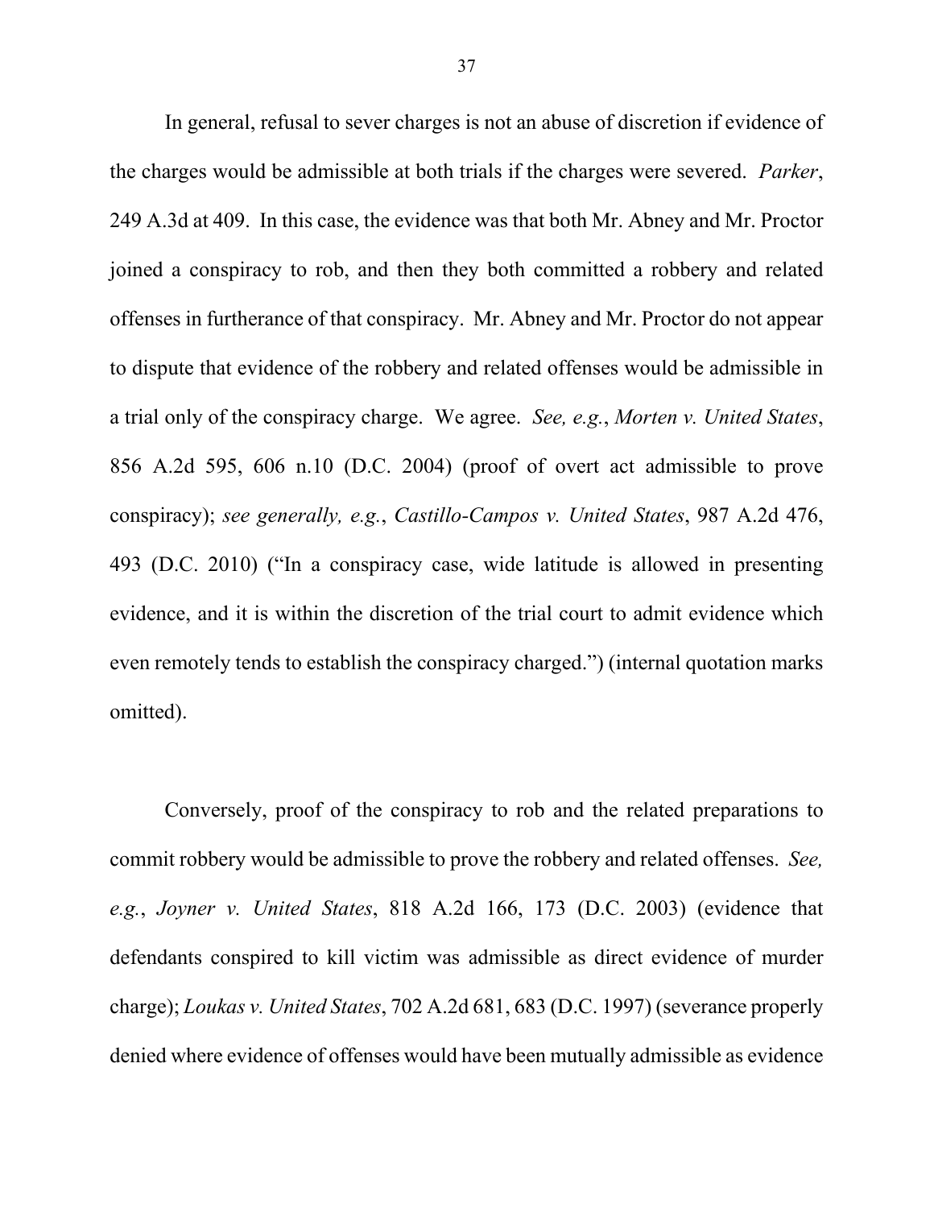In general, refusal to sever charges is not an abuse of discretion if evidence of the charges would be admissible at both trials if the charges were severed. *Parker*, 249 A.3d at 409. In this case, the evidence was that both Mr. Abney and Mr. Proctor joined a conspiracy to rob, and then they both committed a robbery and related offenses in furtherance of that conspiracy. Mr. Abney and Mr. Proctor do not appear to dispute that evidence of the robbery and related offenses would be admissible in a trial only of the conspiracy charge. We agree. *See, e.g.*, *Morten v. United States*, 856 A.2d 595, 606 n.10 (D.C. 2004) (proof of overt act admissible to prove conspiracy); *see generally, e.g.*, *Castillo-Campos v. United States*, 987 A.2d 476, 493 (D.C. 2010) ("In a conspiracy case, wide latitude is allowed in presenting evidence, and it is within the discretion of the trial court to admit evidence which even remotely tends to establish the conspiracy charged.") (internal quotation marks omitted).

Conversely, proof of the conspiracy to rob and the related preparations to commit robbery would be admissible to prove the robbery and related offenses. *See, e.g.*, *Joyner v. United States*, 818 A.2d 166, 173 (D.C. 2003) (evidence that defendants conspired to kill victim was admissible as direct evidence of murder charge); *Loukas v. United States*, 702 A.2d 681, 683 (D.C. 1997) (severance properly denied where evidence of offenses would have been mutually admissible as evidence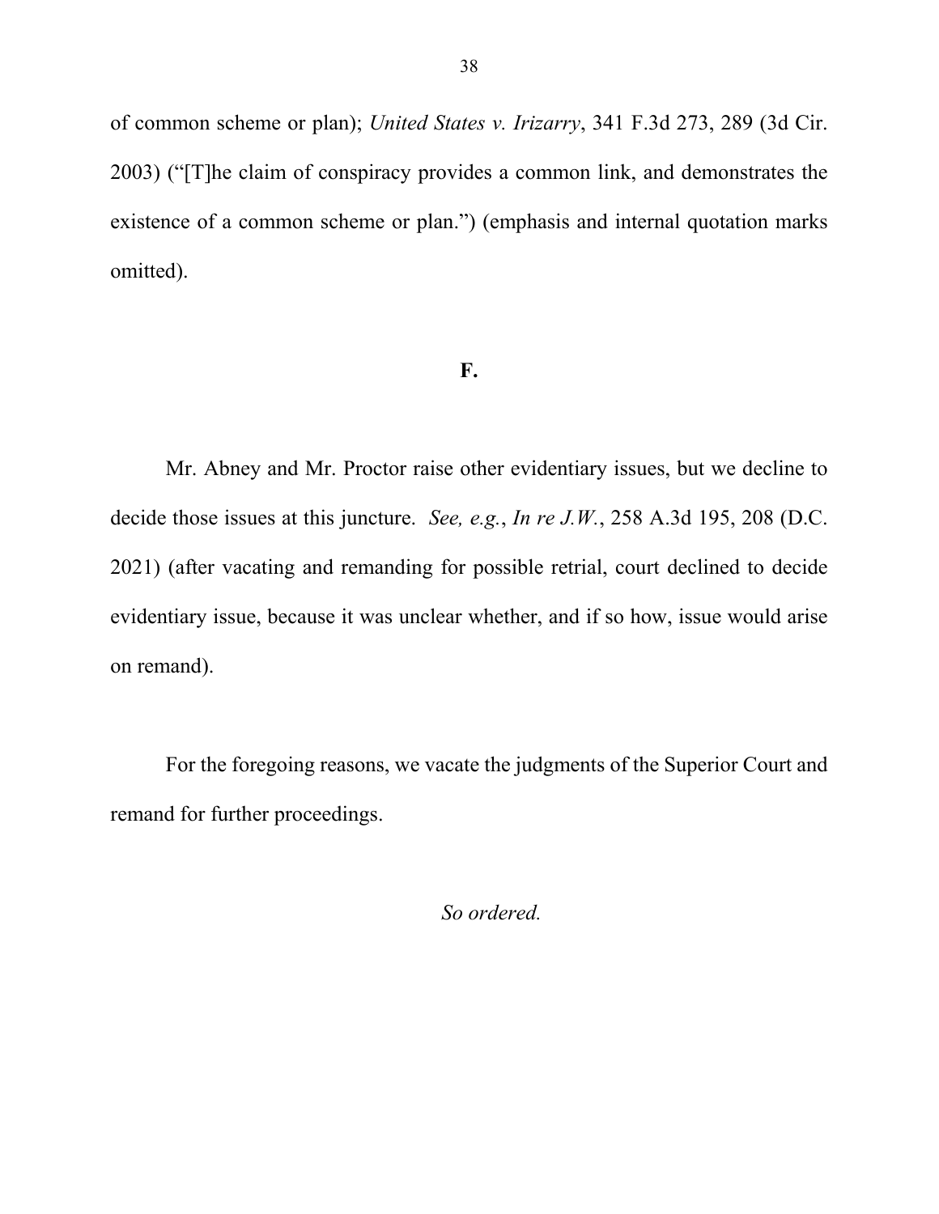of common scheme or plan); *United States v. Irizarry*, 341 F.3d 273, 289 (3d Cir. 2003) ("[T]he claim of conspiracy provides a common link, and demonstrates the existence of a common scheme or plan.") (emphasis and internal quotation marks omitted).

### F.

Mr. Abney and Mr. Proctor raise other evidentiary issues, but we decline to decide those issues at this juncture. *See, e.g.*, *In re J.W.*, 258 A.3d 195, 208 (D.C. 2021) (after vacating and remanding for possible retrial, court declined to decide evidentiary issue, because it was unclear whether, and if so how, issue would arise on remand).

For the foregoing reasons, we vacate the judgments of the Superior Court and remand for further proceedings.

*So ordered.*